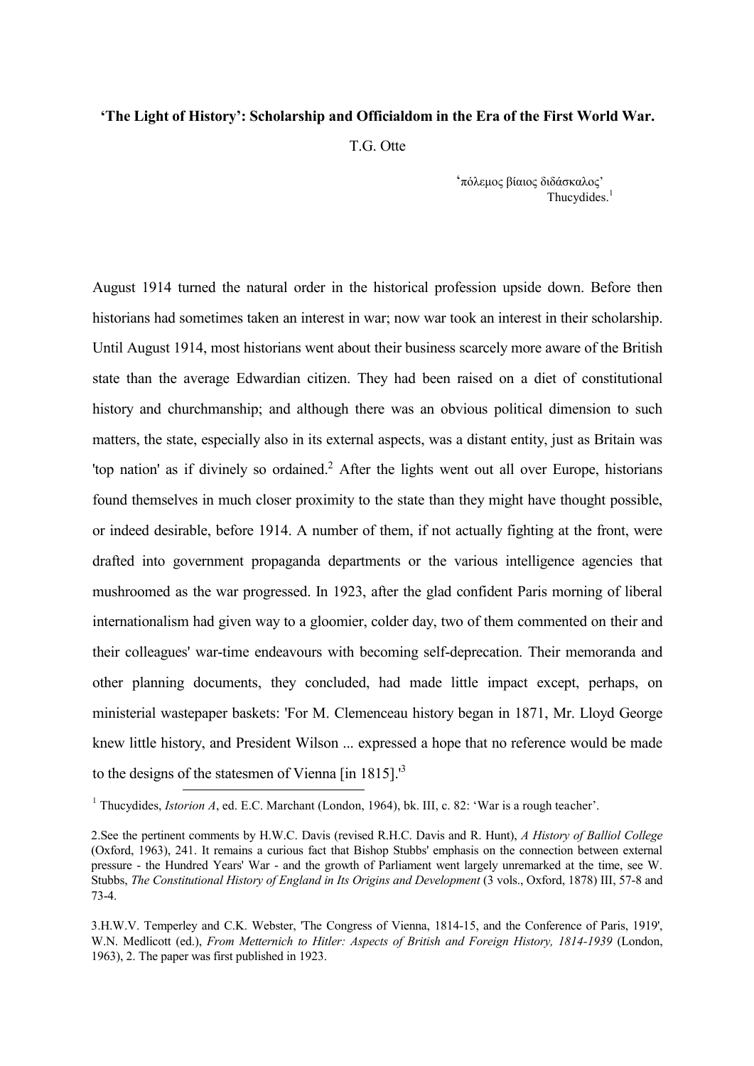**'The Light of History': Scholarship and Officialdom in the Era of the First World War.**

T.G. Otte

'πόλεμος βίαιος διδάσκαλος'
Thucydides.[1]

August 1914 turned the natural order in the historical profession upside down. Before then historians had sometimes taken an interest in war; now war took an interest in their scholarship. Until August 1914, most historians went about their business scarcely more aware of the British state than the average Edwardian citizen. They had been raised on a diet of constitutional history and churchmanship; and although there was an obvious political dimension to such matters, the state, especially also in its external aspects, was a distant entity, just as Britain was 'top nation' as if divinely so ordained.[2] After the lights went out all over Europe, historians found themselves in much closer proximity to the state than they might have thought possible, or indeed desirable, before 1914. A number of them, if not actually fighting at the front, were drafted into government propaganda departments or the various intelligence agencies that mushroomed as the war progressed. In 1923, after the glad confident Paris morning of liberal internationalism had given way to a gloomier, colder day, two of them commented on their and their colleagues' war-time endeavours with becoming self-deprecation. Their memoranda and other planning documents, they concluded, had made little impact except, perhaps, on ministerial wastepaper baskets: 'For M. Clemenceau history began in 1871, Mr. Lloyd George knew little history, and President Wilson ... expressed a hope that no reference would be made to the designs of the statesmen of Vienna [in 1815].'[3]

---

[1] Thucydides, *Istorion A*, ed. E.C. Marchant (London, 1964), bk. III, c. 82: 'War is a rough teacher'.

2.See the pertinent comments by H.W.C. Davis (revised R.H.C. Davis and R. Hunt), *A History of Balliol College* (Oxford, 1963), 241. It remains a curious fact that Bishop Stubbs' emphasis on the connection between external pressure - the Hundred Years' War - and the growth of Parliament went largely unremarked at the time, see W. Stubbs, *The Constitutional History of England in Its Origins and Development* (3 vols., Oxford, 1878) III, 57-8 and 73-4.

3.H.W.V. Temperley and C.K. Webster, 'The Congress of Vienna, 1814-15, and the Conference of Paris, 1919', W.N. Medlicott (ed.), *From Metternich to Hitler: Aspects of British and Foreign History, 1814-1939* (London, 1963), 2. The paper was first published in 1923.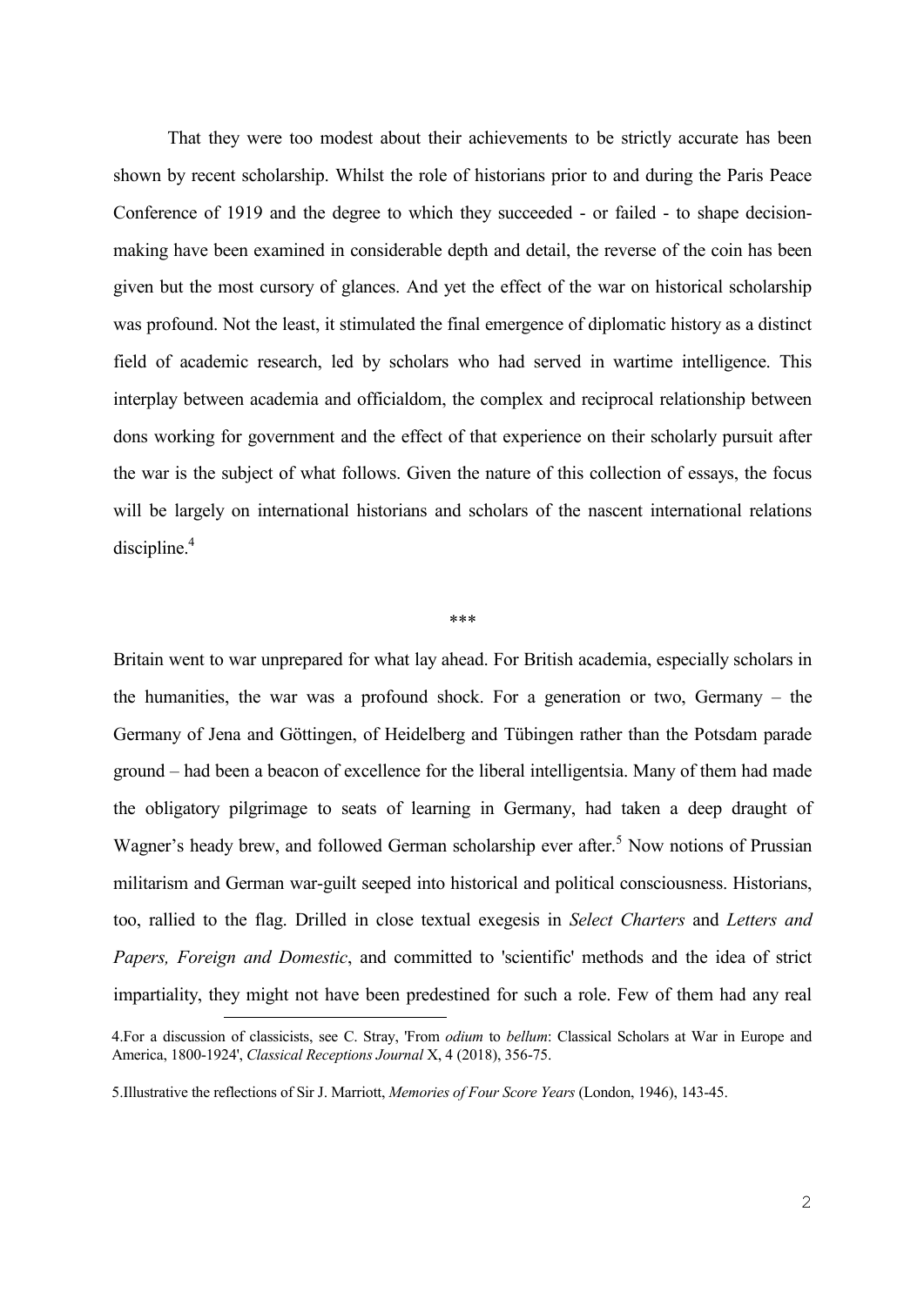That they were too modest about their achievements to be strictly accurate has been shown by recent scholarship. Whilst the role of historians prior to and during the Paris Peace Conference of 1919 and the degree to which they succeeded - or failed - to shape decision-making have been examined in considerable depth and detail, the reverse of the coin has been given but the most cursory of glances. And yet the effect of the war on historical scholarship was profound. Not the least, it stimulated the final emergence of diplomatic history as a distinct field of academic research, led by scholars who had served in wartime intelligence. This interplay between academia and officialdom, the complex and reciprocal relationship between dons working for government and the effect of that experience on their scholarly pursuit after the war is the subject of what follows. Given the nature of this collection of essays, the focus will be largely on international historians and scholars of the nascent international relations discipline.[4]

\*\*\*

Britain went to war unprepared for what lay ahead. For British academia, especially scholars in the humanities, the war was a profound shock. For a generation or two, Germany – the Germany of Jena and Göttingen, of Heidelberg and Tübingen rather than the Potsdam parade ground – had been a beacon of excellence for the liberal intelligentsia. Many of them had made the obligatory pilgrimage to seats of learning in Germany, had taken a deep draught of Wagner's heady brew, and followed German scholarship ever after.[5] Now notions of Prussian militarism and German war-guilt seeped into historical and political consciousness. Historians, too, rallied to the flag. Drilled in close textual exegesis in *Select Charters* and *Letters and Papers, Foreign and Domestic*, and committed to 'scientific' methods and the idea of strict impartiality, they might not have been predestined for such a role. Few of them had any real

4.For a discussion of classicists, see C. Stray, 'From *odium* to *bellum*: Classical Scholars at War in Europe and America, 1800-1924', *Classical Receptions Journal* X, 4 (2018), 356-75.

5.Illustrative the reflections of Sir J. Marriott, *Memories of Four Score Years* (London, 1946), 143-45.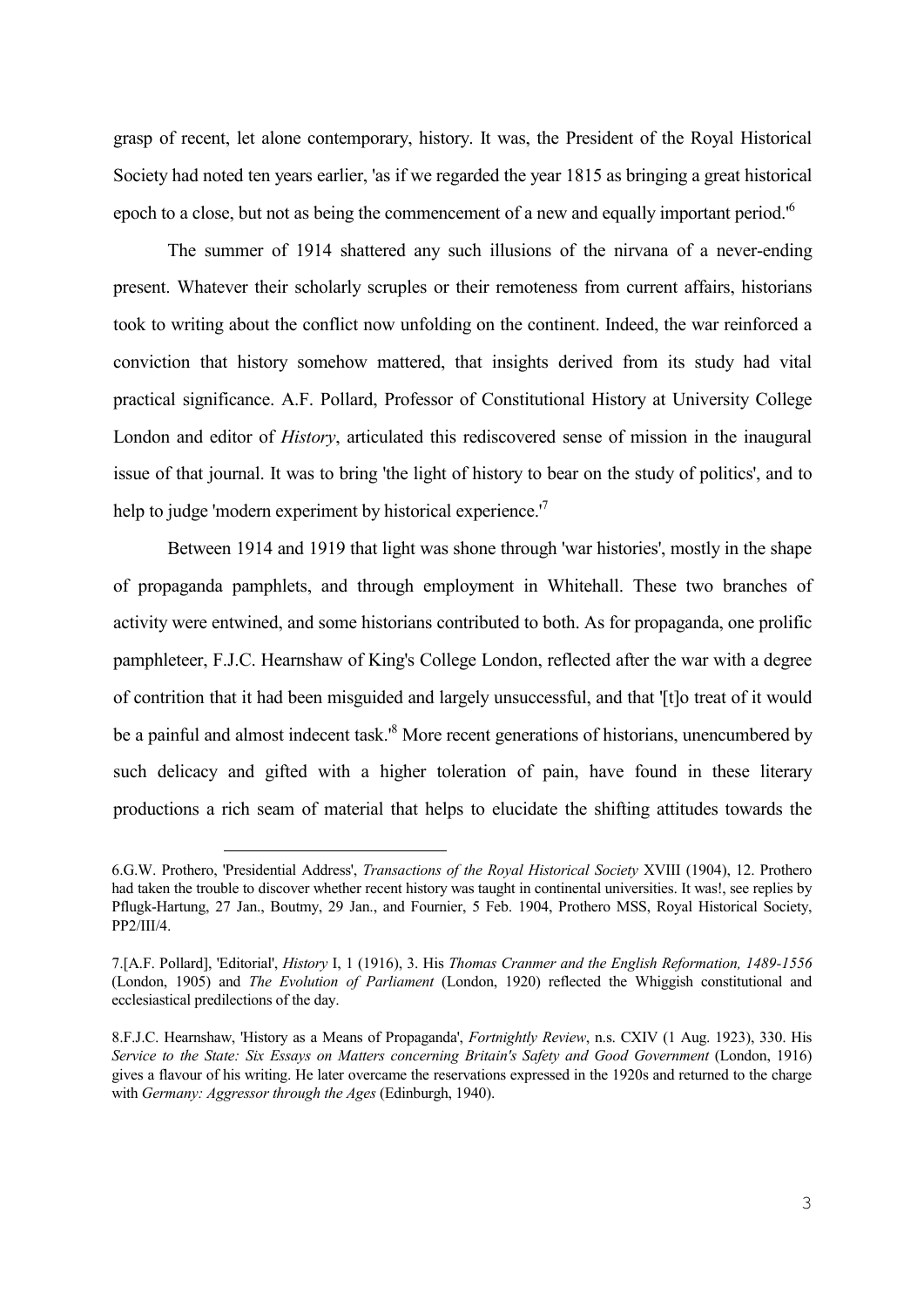grasp of recent, let alone contemporary, history. It was, the President of the Royal Historical Society had noted ten years earlier, 'as if we regarded the year 1815 as bringing a great historical epoch to a close, but not as being the commencement of a new and equally important period.'[6]

The summer of 1914 shattered any such illusions of the nirvana of a never-ending present. Whatever their scholarly scruples or their remoteness from current affairs, historians took to writing about the conflict now unfolding on the continent. Indeed, the war reinforced a conviction that history somehow mattered, that insights derived from its study had vital practical significance. A.F. Pollard, Professor of Constitutional History at University College London and editor of *History*, articulated this rediscovered sense of mission in the inaugural issue of that journal. It was to bring 'the light of history to bear on the study of politics', and to help to judge 'modern experiment by historical experience.'[7]

Between 1914 and 1919 that light was shone through 'war histories', mostly in the shape of propaganda pamphlets, and through employment in Whitehall. These two branches of activity were entwined, and some historians contributed to both. As for propaganda, one prolific pamphleteer, F.J.C. Hearnshaw of King's College London, reflected after the war with a degree of contrition that it had been misguided and largely unsuccessful, and that '[t]o treat of it would be a painful and almost indecent task.'[8] More recent generations of historians, unencumbered by such delicacy and gifted with a higher toleration of pain, have found in these literary productions a rich seam of material that helps to elucidate the shifting attitudes towards the

---

6.G.W. Prothero, 'Presidential Address', *Transactions of the Royal Historical Society* XVIII (1904), 12. Prothero had taken the trouble to discover whether recent history was taught in continental universities. It was!, see replies by Pflugk-Hartung, 27 Jan., Boutmy, 29 Jan., and Fournier, 5 Feb. 1904, Prothero MSS, Royal Historical Society, PP2/III/4.

7.[A.F. Pollard], 'Editorial', *History* I, 1 (1916), 3. His *Thomas Cranmer and the English Reformation, 1489-1556* (London, 1905) and *The Evolution of Parliament* (London, 1920) reflected the Whiggish constitutional and ecclesiastical predilections of the day.

8.F.J.C. Hearnshaw, 'History as a Means of Propaganda', *Fortnightly Review*, n.s. CXIV (1 Aug. 1923), 330. His *Service to the State: Six Essays on Matters concerning Britain's Safety and Good Government* (London, 1916) gives a flavour of his writing. He later overcame the reservations expressed in the 1920s and returned to the charge with *Germany: Aggressor through the Ages* (Edinburgh, 1940).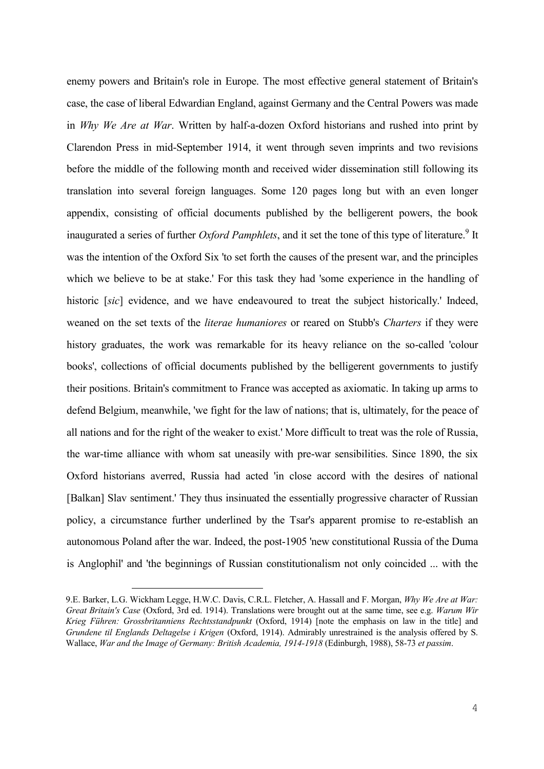enemy powers and Britain's role in Europe. The most effective general statement of Britain's case, the case of liberal Edwardian England, against Germany and the Central Powers was made in *Why We Are at War*. Written by half-a-dozen Oxford historians and rushed into print by Clarendon Press in mid-September 1914, it went through seven imprints and two revisions before the middle of the following month and received wider dissemination still following its translation into several foreign languages. Some 120 pages long but with an even longer appendix, consisting of official documents published by the belligerent powers, the book inaugurated a series of further *Oxford Pamphlets*, and it set the tone of this type of literature.[9] It was the intention of the Oxford Six 'to set forth the causes of the present war, and the principles which we believe to be at stake.' For this task they had 'some experience in the handling of historic [*sic*] evidence, and we have endeavoured to treat the subject historically.' Indeed, weaned on the set texts of the *literae humaniores* or reared on Stubb's *Charters* if they were history graduates, the work was remarkable for its heavy reliance on the so-called 'colour books', collections of official documents published by the belligerent governments to justify their positions. Britain's commitment to France was accepted as axiomatic. In taking up arms to defend Belgium, meanwhile, 'we fight for the law of nations; that is, ultimately, for the peace of all nations and for the right of the weaker to exist.' More difficult to treat was the role of Russia, the war-time alliance with whom sat uneasily with pre-war sensibilities. Since 1890, the six Oxford historians averred, Russia had acted 'in close accord with the desires of national [Balkan] Slav sentiment.' They thus insinuated the essentially progressive character of Russian policy, a circumstance further underlined by the Tsar's apparent promise to re-establish an autonomous Poland after the war. Indeed, the post-1905 'new constitutional Russia of the Duma is Anglophil' and 'the beginnings of Russian constitutionalism not only coincided ... with the

---

9.E. Barker, L.G. Wickham Legge, H.W.C. Davis, C.R.L. Fletcher, A. Hassall and F. Morgan, *Why We Are at War: Great Britain's Case* (Oxford, 3rd ed. 1914). Translations were brought out at the same time, see e.g. *Warum Wir Krieg Führen: Grossbritanniens Rechtsstandpunkt* (Oxford, 1914) [note the emphasis on law in the title] and *Grundene til Englands Deltagelse i Krigen* (Oxford, 1914). Admirably unrestrained is the analysis offered by S. Wallace, *War and the Image of Germany: British Academia, 1914-1918* (Edinburgh, 1988), 58-73 *et passim*.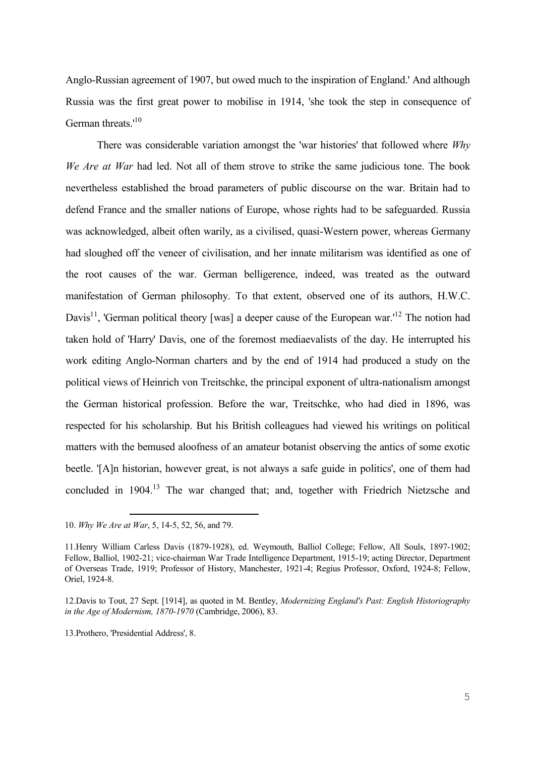Anglo-Russian agreement of 1907, but owed much to the inspiration of England.' And although Russia was the first great power to mobilise in 1914, 'she took the step in consequence of German threats.'[10]

There was considerable variation amongst the 'war histories' that followed where *Why We Are at War* had led. Not all of them strove to strike the same judicious tone. The book nevertheless established the broad parameters of public discourse on the war. Britain had to defend France and the smaller nations of Europe, whose rights had to be safeguarded. Russia was acknowledged, albeit often warily, as a civilised, quasi-Western power, whereas Germany had sloughed off the veneer of civilisation, and her innate militarism was identified as one of the root causes of the war. German belligerence, indeed, was treated as the outward manifestation of German philosophy. To that extent, observed one of its authors, H.W.C. Davis[11], 'German political theory [was] a deeper cause of the European war.'[12] The notion had taken hold of 'Harry' Davis, one of the foremost mediaevalists of the day. He interrupted his work editing Anglo-Norman charters and by the end of 1914 had produced a study on the political views of Heinrich von Treitschke, the principal exponent of ultra-nationalism amongst the German historical profession. Before the war, Treitschke, who had died in 1896, was respected for his scholarship. But his British colleagues had viewed his writings on political matters with the bemused aloofness of an amateur botanist observing the antics of some exotic beetle. '[A]n historian, however great, is not always a safe guide in politics', one of them had concluded in 1904.[13] The war changed that; and, together with Friedrich Nietzsche and

---

10. *Why We Are at War*, 5, 14-5, 52, 56, and 79.

11.Henry William Carless Davis (1879-1928), ed. Weymouth, Balliol College; Fellow, All Souls, 1897-1902; Fellow, Balliol, 1902-21; vice-chairman War Trade Intelligence Department, 1915-19; acting Director, Department of Overseas Trade, 1919; Professor of History, Manchester, 1921-4; Regius Professor, Oxford, 1924-8; Fellow, Oriel, 1924-8.

12.Davis to Tout, 27 Sept. [1914], as quoted in M. Bentley, *Modernizing England's Past: English Historiography in the Age of Modernism, 1870-1970* (Cambridge, 2006), 83.

13.Prothero, 'Presidential Address', 8.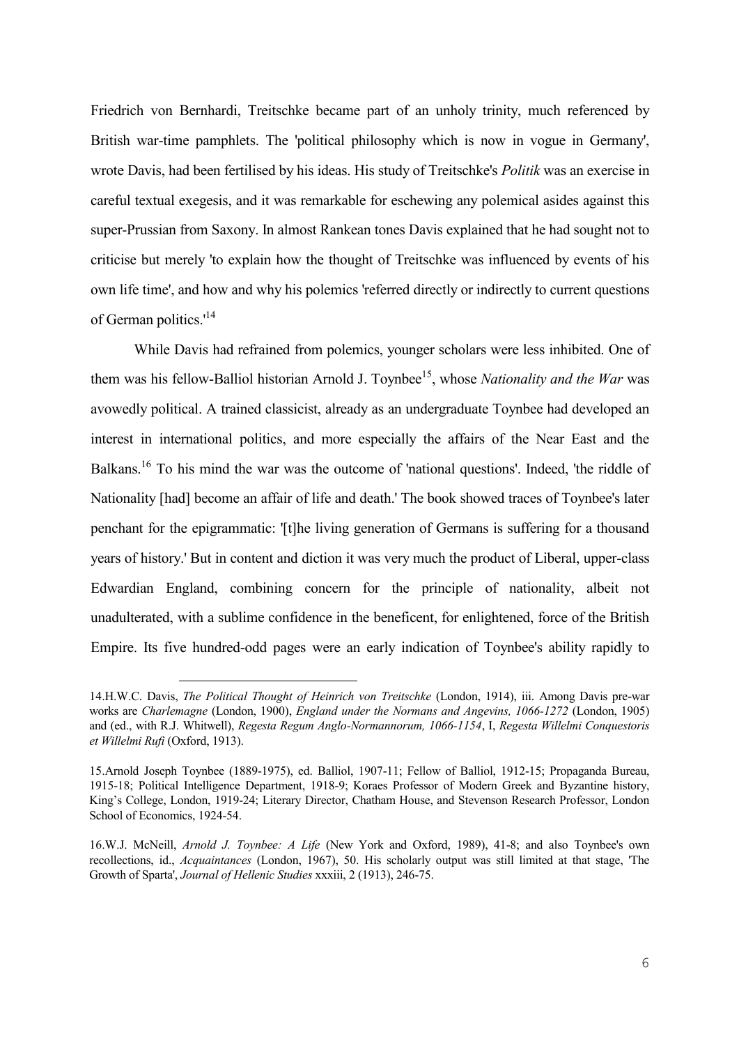Friedrich von Bernhardi, Treitschke became part of an unholy trinity, much referenced by British war-time pamphlets. The 'political philosophy which is now in vogue in Germany', wrote Davis, had been fertilised by his ideas. His study of Treitschke's *Politik* was an exercise in careful textual exegesis, and it was remarkable for eschewing any polemical asides against this super-Prussian from Saxony. In almost Rankean tones Davis explained that he had sought not to criticise but merely 'to explain how the thought of Treitschke was influenced by events of his own life time', and how and why his polemics 'referred directly or indirectly to current questions of German politics.'[14]

While Davis had refrained from polemics, younger scholars were less inhibited. One of them was his fellow-Balliol historian Arnold J. Toynbee[15], whose *Nationality and the War* was avowedly political. A trained classicist, already as an undergraduate Toynbee had developed an interest in international politics, and more especially the affairs of the Near East and the Balkans.[16] To his mind the war was the outcome of 'national questions'. Indeed, 'the riddle of Nationality [had] become an affair of life and death.' The book showed traces of Toynbee's later penchant for the epigrammatic: '[t]he living generation of Germans is suffering for a thousand years of history.' But in content and diction it was very much the product of Liberal, upper-class Edwardian England, combining concern for the principle of nationality, albeit not unadulterated, with a sublime confidence in the beneficent, for enlightened, force of the British Empire. Its five hundred-odd pages were an early indication of Toynbee's ability rapidly to

---

14.H.W.C. Davis, *The Political Thought of Heinrich von Treitschke* (London, 1914), iii. Among Davis pre-war works are *Charlemagne* (London, 1900), *England under the Normans and Angevins, 1066-1272* (London, 1905) and (ed., with R.J. Whitwell), *Regesta Regum Anglo-Normannorum, 1066-1154*, I, *Regesta Willelmi Conquestoris et Willelmi Rufi* (Oxford, 1913).

15.Arnold Joseph Toynbee (1889-1975), ed. Balliol, 1907-11; Fellow of Balliol, 1912-15; Propaganda Bureau, 1915-18; Political Intelligence Department, 1918-9; Koraes Professor of Modern Greek and Byzantine history, King's College, London, 1919-24; Literary Director, Chatham House, and Stevenson Research Professor, London School of Economics, 1924-54.

16.W.J. McNeill, *Arnold J. Toynbee: A Life* (New York and Oxford, 1989), 41-8; and also Toynbee's own recollections, id., *Acquaintances* (London, 1967), 50. His scholarly output was still limited at that stage, 'The Growth of Sparta', *Journal of Hellenic Studies* xxxiii, 2 (1913), 246-75.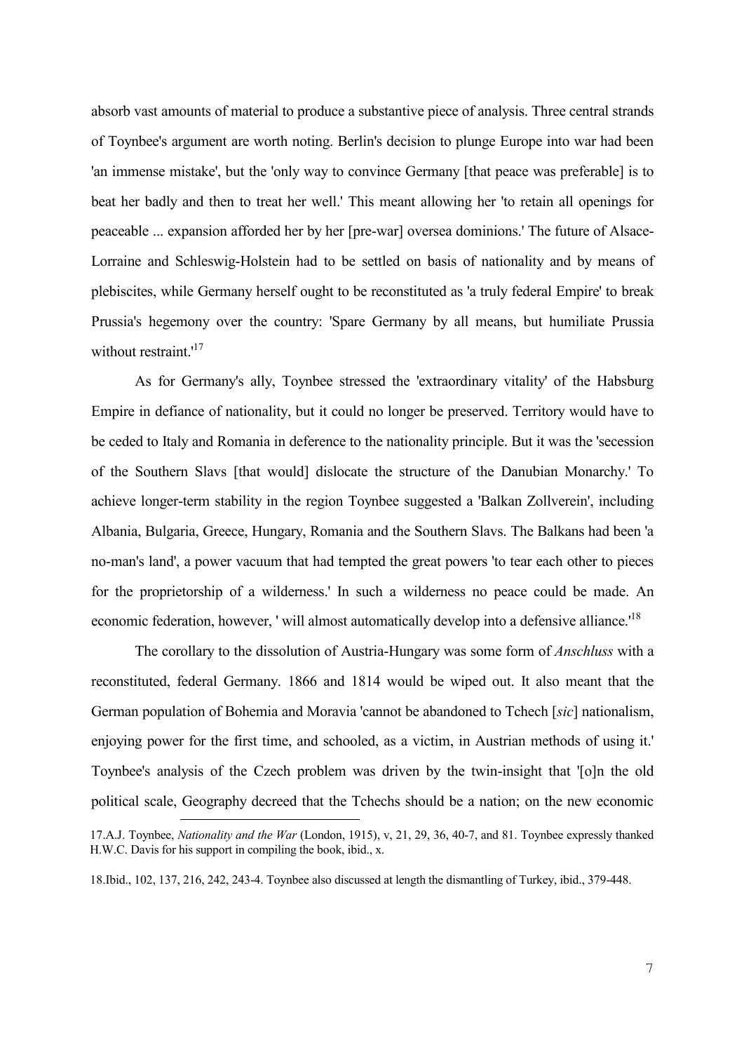absorb vast amounts of material to produce a substantive piece of analysis. Three central strands of Toynbee's argument are worth noting. Berlin's decision to plunge Europe into war had been 'an immense mistake', but the 'only way to convince Germany [that peace was preferable] is to beat her badly and then to treat her well.' This meant allowing her 'to retain all openings for peaceable ... expansion afforded her by her [pre-war] oversea dominions.' The future of Alsace-Lorraine and Schleswig-Holstein had to be settled on basis of nationality and by means of plebiscites, while Germany herself ought to be reconstituted as 'a truly federal Empire' to break Prussia's hegemony over the country: 'Spare Germany by all means, but humiliate Prussia without restraint.'[17]

As for Germany's ally, Toynbee stressed the 'extraordinary vitality' of the Habsburg Empire in defiance of nationality, but it could no longer be preserved. Territory would have to be ceded to Italy and Romania in deference to the nationality principle. But it was the 'secession of the Southern Slavs [that would] dislocate the structure of the Danubian Monarchy.' To achieve longer-term stability in the region Toynbee suggested a 'Balkan Zollverein', including Albania, Bulgaria, Greece, Hungary, Romania and the Southern Slavs. The Balkans had been 'a no-man's land', a power vacuum that had tempted the great powers 'to tear each other to pieces for the proprietorship of a wilderness.' In such a wilderness no peace could be made. An economic federation, however, ' will almost automatically develop into a defensive alliance.'[18]

The corollary to the dissolution of Austria-Hungary was some form of *Anschluss* with a reconstituted, federal Germany. 1866 and 1814 would be wiped out. It also meant that the German population of Bohemia and Moravia 'cannot be abandoned to Tchech [*sic*] nationalism, enjoying power for the first time, and schooled, as a victim, in Austrian methods of using it.' Toynbee's analysis of the Czech problem was driven by the twin-insight that '[o]n the old political scale, Geography decreed that the Tchechs should be a nation; on the new economic

---

17.A.J. Toynbee, *Nationality and the War* (London, 1915), v, 21, 29, 36, 40-7, and 81. Toynbee expressly thanked H.W.C. Davis for his support in compiling the book, ibid., x.

18.Ibid., 102, 137, 216, 242, 243-4. Toynbee also discussed at length the dismantling of Turkey, ibid., 379-448.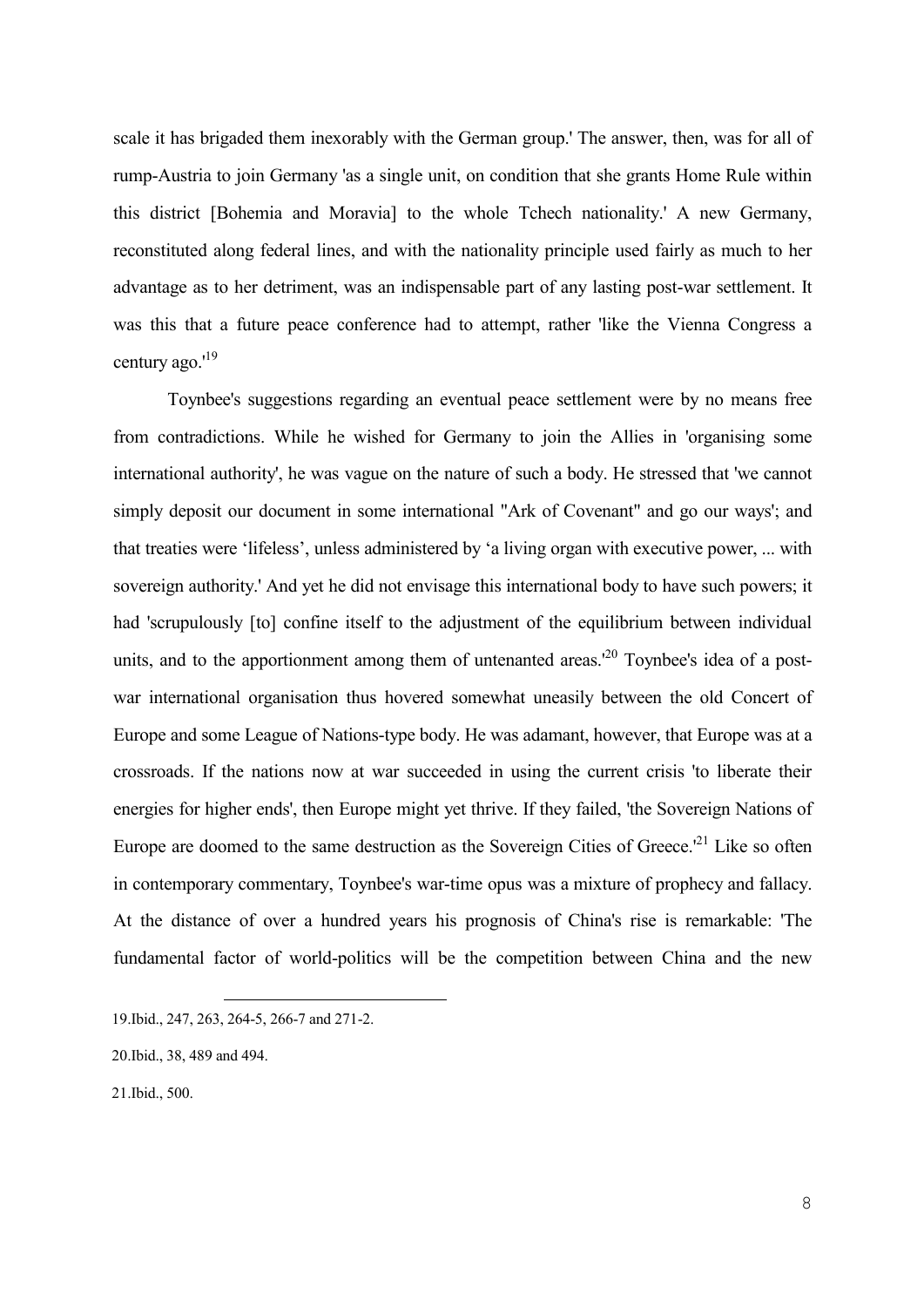scale it has brigaded them inexorably with the German group.' The answer, then, was for all of rump-Austria to join Germany 'as a single unit, on condition that she grants Home Rule within this district [Bohemia and Moravia] to the whole Tchech nationality.' A new Germany, reconstituted along federal lines, and with the nationality principle used fairly as much to her advantage as to her detriment, was an indispensable part of any lasting post-war settlement. It was this that a future peace conference had to attempt, rather 'like the Vienna Congress a century ago.'[19]

Toynbee's suggestions regarding an eventual peace settlement were by no means free from contradictions. While he wished for Germany to join the Allies in 'organising some international authority', he was vague on the nature of such a body. He stressed that 'we cannot simply deposit our document in some international "Ark of Covenant" and go our ways'; and that treaties were 'lifeless', unless administered by 'a living organ with executive power, ... with sovereign authority.' And yet he did not envisage this international body to have such powers; it had 'scrupulously [to] confine itself to the adjustment of the equilibrium between individual units, and to the apportionment among them of untenanted areas.'[20] Toynbee's idea of a post-war international organisation thus hovered somewhat uneasily between the old Concert of Europe and some League of Nations-type body. He was adamant, however, that Europe was at a crossroads. If the nations now at war succeeded in using the current crisis 'to liberate their energies for higher ends', then Europe might yet thrive. If they failed, 'the Sovereign Nations of Europe are doomed to the same destruction as the Sovereign Cities of Greece.'[21] Like so often in contemporary commentary, Toynbee's war-time opus was a mixture of prophecy and fallacy. At the distance of over a hundred years his prognosis of China's rise is remarkable: 'The fundamental factor of world-politics will be the competition between China and the new

---

19.Ibid., 247, 263, 264-5, 266-7 and 271-2.

20.Ibid., 38, 489 and 494.

21.Ibid., 500.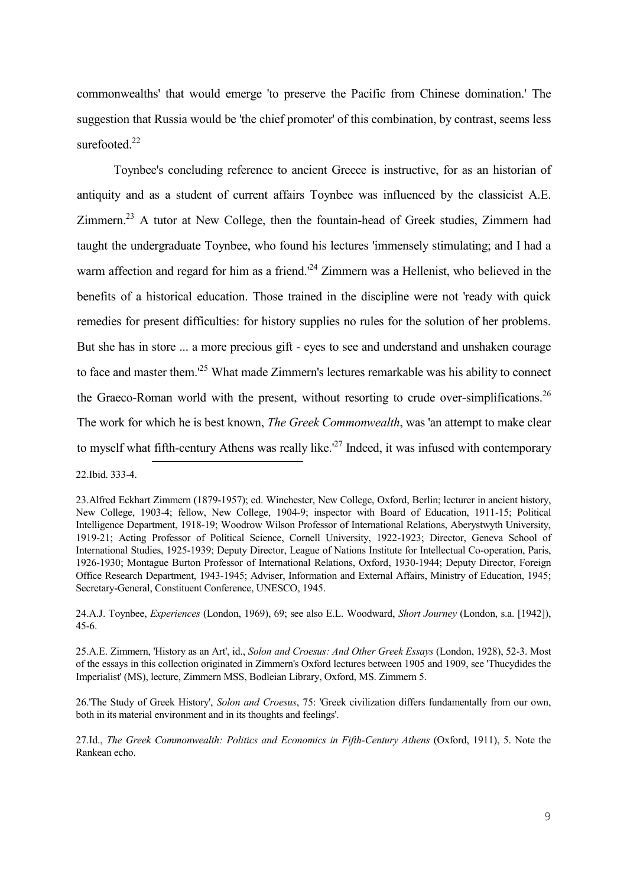commonwealths' that would emerge 'to preserve the Pacific from Chinese domination.' The suggestion that Russia would be 'the chief promoter' of this combination, by contrast, seems less surefooted.[22]

Toynbee's concluding reference to ancient Greece is instructive, for as an historian of antiquity and as a student of current affairs Toynbee was influenced by the classicist A.E. Zimmern.[23] A tutor at New College, then the fountain-head of Greek studies, Zimmern had taught the undergraduate Toynbee, who found his lectures 'immensely stimulating; and I had a warm affection and regard for him as a friend.'[24] Zimmern was a Hellenist, who believed in the benefits of a historical education. Those trained in the discipline were not 'ready with quick remedies for present difficulties: for history supplies no rules for the solution of her problems. But she has in store ... a more precious gift - eyes to see and understand and unshaken courage to face and master them.'[25] What made Zimmern's lectures remarkable was his ability to connect the Graeco-Roman world with the present, without resorting to crude over-simplifications.[26] The work for which he is best known, *The Greek Commonwealth*, was 'an attempt to make clear to myself what fifth-century Athens was really like.'[27] Indeed, it was infused with contemporary

---

22.Ibid. 333-4.

23.Alfred Eckhart Zimmern (1879-1957); ed. Winchester, New College, Oxford, Berlin; lecturer in ancient history, New College, 1903-4; fellow, New College, 1904-9; inspector with Board of Education, 1911-15; Political Intelligence Department, 1918-19; Woodrow Wilson Professor of International Relations, Aberystwyth University, 1919-21; Acting Professor of Political Science, Cornell University, 1922-1923; Director, Geneva School of International Studies, 1925-1939; Deputy Director, League of Nations Institute for Intellectual Co-operation, Paris, 1926-1930; Montague Burton Professor of International Relations, Oxford, 1930-1944; Deputy Director, Foreign Office Research Department, 1943-1945; Adviser, Information and External Affairs, Ministry of Education, 1945; Secretary-General, Constituent Conference, UNESCO, 1945.

24.A.J. Toynbee, *Experiences* (London, 1969), 69; see also E.L. Woodward, *Short Journey* (London, s.a. [1942]), 45-6.

25.A.E. Zimmern, 'History as an Art', id., *Solon and Croesus: And Other Greek Essays* (London, 1928), 52-3. Most of the essays in this collection originated in Zimmern's Oxford lectures between 1905 and 1909, see 'Thucydides the Imperialist' (MS), lecture, Zimmern MSS, Bodleian Library, Oxford, MS. Zimmern 5.

26.'The Study of Greek History', *Solon and Croesus*, 75: 'Greek civilization differs fundamentally from our own, both in its material environment and in its thoughts and feelings'.

27.Id., *The Greek Commonwealth: Politics and Economics in Fifth-Century Athens* (Oxford, 1911), 5. Note the Rankean echo.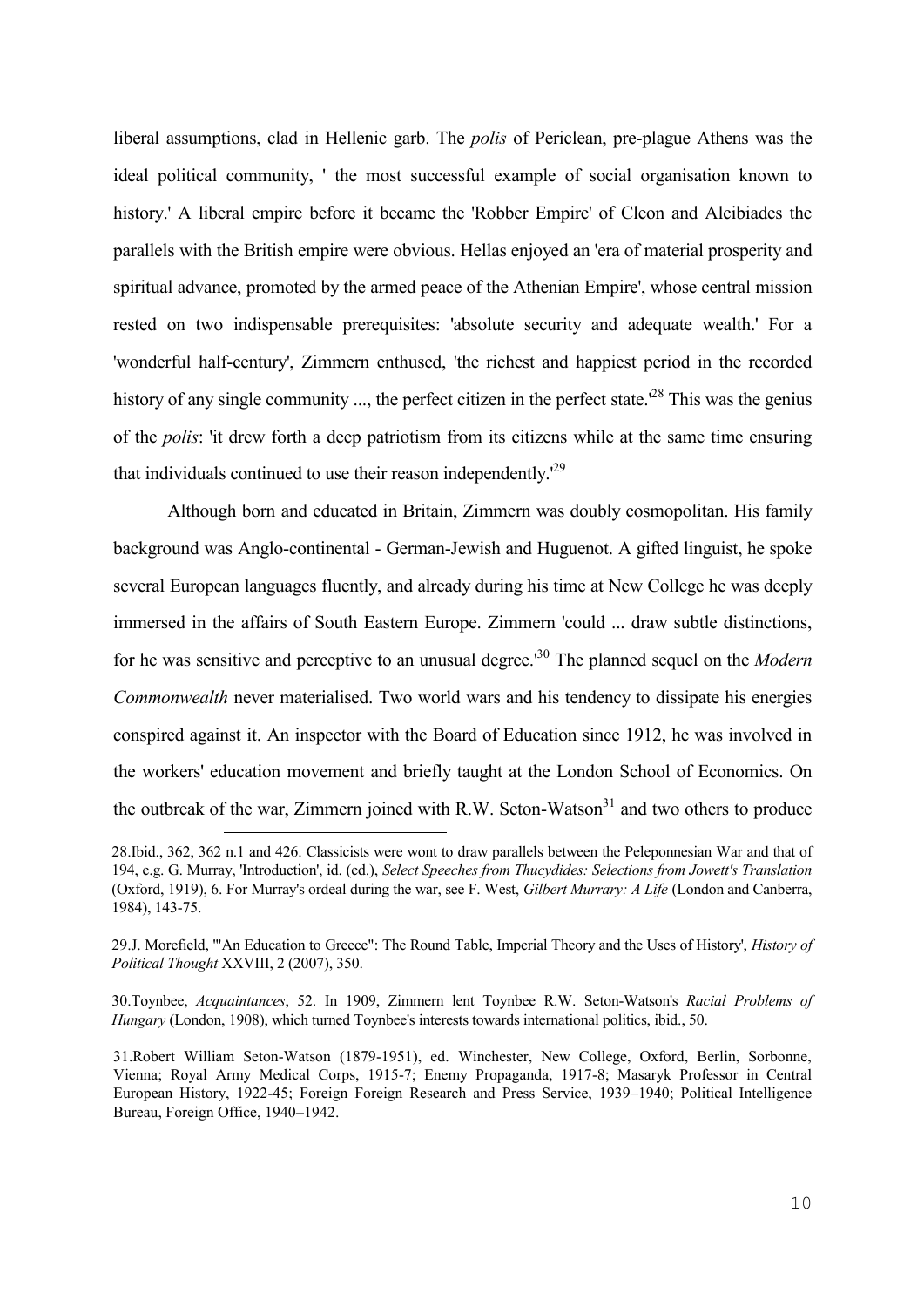liberal assumptions, clad in Hellenic garb. The *polis* of Periclean, pre-plague Athens was the ideal political community, ' the most successful example of social organisation known to history.' A liberal empire before it became the 'Robber Empire' of Cleon and Alcibiades the parallels with the British empire were obvious. Hellas enjoyed an 'era of material prosperity and spiritual advance, promoted by the armed peace of the Athenian Empire', whose central mission rested on two indispensable prerequisites: 'absolute security and adequate wealth.' For a 'wonderful half-century', Zimmern enthused, 'the richest and happiest period in the recorded history of any single community ..., the perfect citizen in the perfect state.'[28] This was the genius of the *polis*: 'it drew forth a deep patriotism from its citizens while at the same time ensuring that individuals continued to use their reason independently.'[29]

Although born and educated in Britain, Zimmern was doubly cosmopolitan. His family background was Anglo-continental - German-Jewish and Huguenot. A gifted linguist, he spoke several European languages fluently, and already during his time at New College he was deeply immersed in the affairs of South Eastern Europe. Zimmern 'could ... draw subtle distinctions, for he was sensitive and perceptive to an unusual degree.'[30] The planned sequel on the *Modern Commonwealth* never materialised. Two world wars and his tendency to dissipate his energies conspired against it. An inspector with the Board of Education since 1912, he was involved in the workers' education movement and briefly taught at the London School of Economics. On the outbreak of the war, Zimmern joined with R.W. Seton-Watson[31] and two others to produce

---

28.Ibid., 362, 362 n.1 and 426. Classicists were wont to draw parallels between the Peleponnesian War and that of 194, e.g. G. Murray, 'Introduction', id. (ed.), *Select Speeches from Thucydides: Selections from Jowett's Translation* (Oxford, 1919), 6. For Murray's ordeal during the war, see F. West, *Gilbert Murrary: A Life* (London and Canberra, 1984), 143-75.

29.J. Morefield, '"An Education to Greece": The Round Table, Imperial Theory and the Uses of History', *History of Political Thought* XXVIII, 2 (2007), 350.

30.Toynbee, *Acquaintances*, 52. In 1909, Zimmern lent Toynbee R.W. Seton-Watson's *Racial Problems of Hungary* (London, 1908), which turned Toynbee's interests towards international politics, ibid., 50.

31.Robert William Seton-Watson (1879-1951), ed. Winchester, New College, Oxford, Berlin, Sorbonne, Vienna; Royal Army Medical Corps, 1915-7; Enemy Propaganda, 1917-8; Masaryk Professor in Central European History, 1922-45; Foreign Foreign Research and Press Service, 1939–1940; Political Intelligence Bureau, Foreign Office, 1940–1942.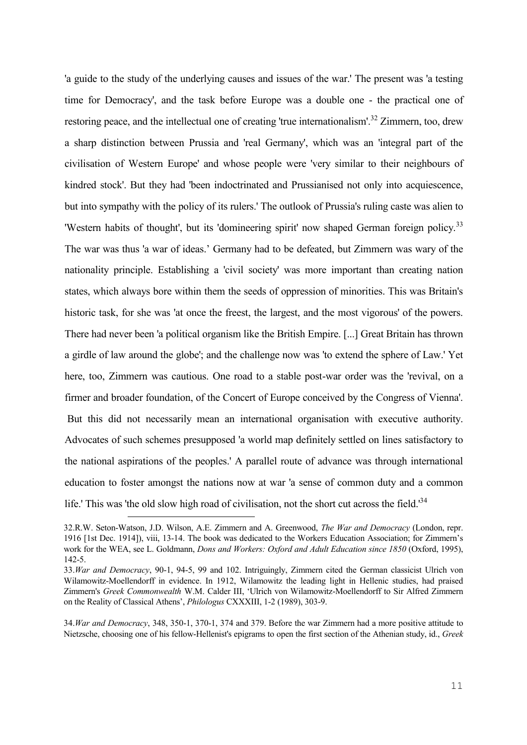'a guide to the study of the underlying causes and issues of the war.' The present was 'a testing time for Democracy', and the task before Europe was a double one - the practical one of restoring peace, and the intellectual one of creating 'true internationalism'.[32] Zimmern, too, drew a sharp distinction between Prussia and 'real Germany', which was an 'integral part of the civilisation of Western Europe' and whose people were 'very similar to their neighbours of kindred stock'. But they had 'been indoctrinated and Prussianised not only into acquiescence, but into sympathy with the policy of its rulers.' The outlook of Prussia's ruling caste was alien to 'Western habits of thought', but its 'domineering spirit' now shaped German foreign policy.[33] The war was thus 'a war of ideas.' Germany had to be defeated, but Zimmern was wary of the nationality principle. Establishing a 'civil society' was more important than creating nation states, which always bore within them the seeds of oppression of minorities. This was Britain's historic task, for she was 'at once the freest, the largest, and the most vigorous' of the powers. There had never been 'a political organism like the British Empire. [...] Great Britain has thrown a girdle of law around the globe'; and the challenge now was 'to extend the sphere of Law.' Yet here, too, Zimmern was cautious. One road to a stable post-war order was the 'revival, on a firmer and broader foundation, of the Concert of Europe conceived by the Congress of Vienna'. But this did not necessarily mean an international organisation with executive authority. Advocates of such schemes presupposed 'a world map definitely settled on lines satisfactory to the national aspirations of the peoples.' A parallel route of advance was through international education to foster amongst the nations now at war 'a sense of common duty and a common life.' This was 'the old slow high road of civilisation, not the short cut across the field.'[34]

32.R.W. Seton-Watson, J.D. Wilson, A.E. Zimmern and A. Greenwood, *The War and Democracy* (London, repr. 1916 [1st Dec. 1914]), viii, 13-14. The book was dedicated to the Workers Education Association; for Zimmern's work for the WEA, see L. Goldmann, *Dons and Workers: Oxford and Adult Education since 1850* (Oxford, 1995), 142-5.

33.*War and Democracy*, 90-1, 94-5, 99 and 102. Intriguingly, Zimmern cited the German classicist Ulrich von Wilamowitz-Moellendorff in evidence. In 1912, Wilamowitz the leading light in Hellenic studies, had praised Zimmern's *Greek Commonwealth* W.M. Calder III, 'Ulrich von Wilamowitz-Moellendorff to Sir Alfred Zimmern on the Reality of Classical Athens', *Philologus* CXXXIII, 1-2 (1989), 303-9.

34.*War and Democracy*, 348, 350-1, 370-1, 374 and 379. Before the war Zimmern had a more positive attitude to Nietzsche, choosing one of his fellow-Hellenist's epigrams to open the first section of the Athenian study, id., *Greek*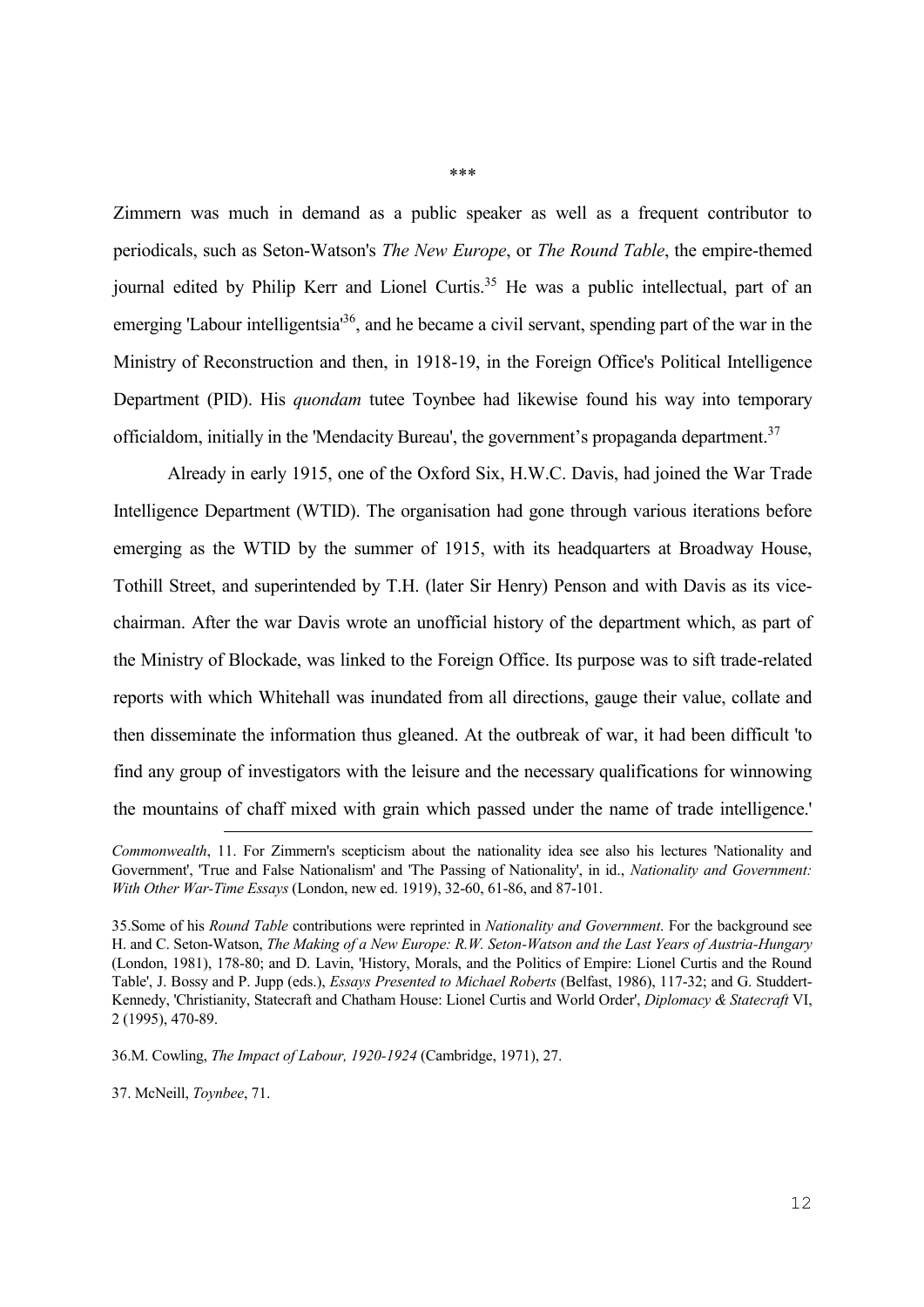\*\*\*

Zimmern was much in demand as a public speaker as well as a frequent contributor to periodicals, such as Seton-Watson's *The New Europe*, or *The Round Table*, the empire-themed journal edited by Philip Kerr and Lionel Curtis.[35] He was a public intellectual, part of an emerging 'Labour intelligentsia'[36], and he became a civil servant, spending part of the war in the Ministry of Reconstruction and then, in 1918-19, in the Foreign Office's Political Intelligence Department (PID). His *quondam* tutee Toynbee had likewise found his way into temporary officialdom, initially in the 'Mendacity Bureau', the government's propaganda department.[37]

Already in early 1915, one of the Oxford Six, H.W.C. Davis, had joined the War Trade Intelligence Department (WTID). The organisation had gone through various iterations before emerging as the WTID by the summer of 1915, with its headquarters at Broadway House, Tothill Street, and superintended by T.H. (later Sir Henry) Penson and with Davis as its vice-chairman. After the war Davis wrote an unofficial history of the department which, as part of the Ministry of Blockade, was linked to the Foreign Office. Its purpose was to sift trade-related reports with which Whitehall was inundated from all directions, gauge their value, collate and then disseminate the information thus gleaned. At the outbreak of war, it had been difficult 'to find any group of investigators with the leisure and the necessary qualifications for winnowing the mountains of chaff mixed with grain which passed under the name of trade intelligence.'

---

*Commonwealth*, 11. For Zimmern's scepticism about the nationality idea see also his lectures 'Nationality and Government', 'True and False Nationalism' and 'The Passing of Nationality', in id., *Nationality and Government: With Other War-Time Essays* (London, new ed. 1919), 32-60, 61-86, and 87-101.

35.Some of his *Round Table* contributions were reprinted in *Nationality and Government*. For the background see H. and C. Seton-Watson, *The Making of a New Europe: R.W. Seton-Watson and the Last Years of Austria-Hungary* (London, 1981), 178-80; and D. Lavin, 'History, Morals, and the Politics of Empire: Lionel Curtis and the Round Table', J. Bossy and P. Jupp (eds.), *Essays Presented to Michael Roberts* (Belfast, 1986), 117-32; and G. Studdert-Kennedy, 'Christianity, Statecraft and Chatham House: Lionel Curtis and World Order', *Diplomacy & Statecraft* VI, 2 (1995), 470-89.

36.M. Cowling, *The Impact of Labour, 1920-1924* (Cambridge, 1971), 27.

37. McNeill, *Toynbee*, 71.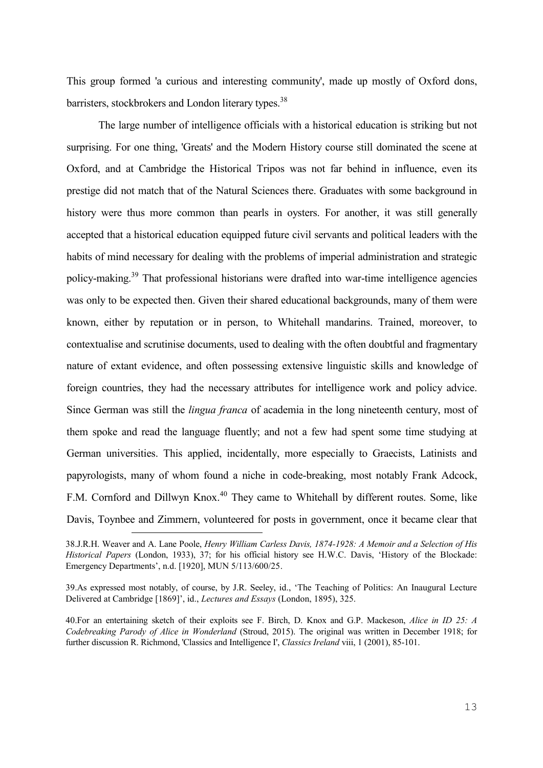This group formed 'a curious and interesting community', made up mostly of Oxford dons, barristers, stockbrokers and London literary types.[38]

The large number of intelligence officials with a historical education is striking but not surprising. For one thing, 'Greats' and the Modern History course still dominated the scene at Oxford, and at Cambridge the Historical Tripos was not far behind in influence, even its prestige did not match that of the Natural Sciences there. Graduates with some background in history were thus more common than pearls in oysters. For another, it was still generally accepted that a historical education equipped future civil servants and political leaders with the habits of mind necessary for dealing with the problems of imperial administration and strategic policy-making.[39] That professional historians were drafted into war-time intelligence agencies was only to be expected then. Given their shared educational backgrounds, many of them were known, either by reputation or in person, to Whitehall mandarins. Trained, moreover, to contextualise and scrutinise documents, used to dealing with the often doubtful and fragmentary nature of extant evidence, and often possessing extensive linguistic skills and knowledge of foreign countries, they had the necessary attributes for intelligence work and policy advice. Since German was still the *lingua franca* of academia in the long nineteenth century, most of them spoke and read the language fluently; and not a few had spent some time studying at German universities. This applied, incidentally, more especially to Graecists, Latinists and papyrologists, many of whom found a niche in code-breaking, most notably Frank Adcock, F.M. Cornford and Dillwyn Knox.[40] They came to Whitehall by different routes. Some, like Davis, Toynbee and Zimmern, volunteered for posts in government, once it became clear that

38.J.R.H. Weaver and A. Lane Poole, *Henry William Carless Davis, 1874-1928: A Memoir and a Selection of His Historical Papers* (London, 1933), 37; for his official history see H.W.C. Davis, 'History of the Blockade: Emergency Departments', n.d. [1920], MUN 5/113/600/25.

39.As expressed most notably, of course, by J.R. Seeley, id., 'The Teaching of Politics: An Inaugural Lecture Delivered at Cambridge [1869]', id., *Lectures and Essays* (London, 1895), 325.

40.For an entertaining sketch of their exploits see F. Birch, D. Knox and G.P. Mackeson, *Alice in ID 25: A Codebreaking Parody of Alice in Wonderland* (Stroud, 2015). The original was written in December 1918; for further discussion R. Richmond, 'Classics and Intelligence I', *Classics Ireland* viii, 1 (2001), 85-101.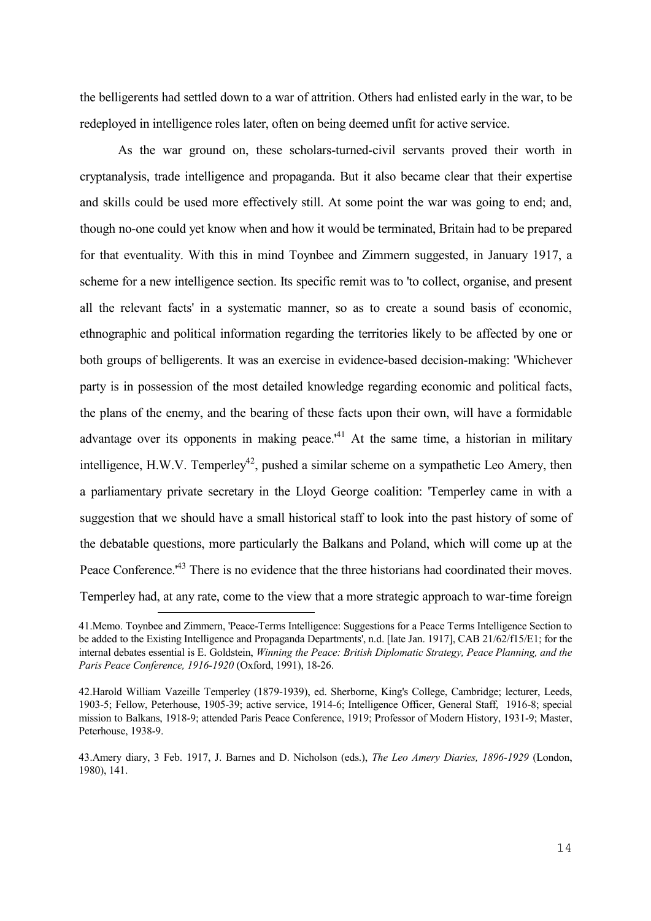the belligerents had settled down to a war of attrition. Others had enlisted early in the war, to be redeployed in intelligence roles later, often on being deemed unfit for active service.

As the war ground on, these scholars-turned-civil servants proved their worth in cryptanalysis, trade intelligence and propaganda. But it also became clear that their expertise and skills could be used more effectively still. At some point the war was going to end; and, though no-one could yet know when and how it would be terminated, Britain had to be prepared for that eventuality. With this in mind Toynbee and Zimmern suggested, in January 1917, a scheme for a new intelligence section. Its specific remit was to 'to collect, organise, and present all the relevant facts' in a systematic manner, so as to create a sound basis of economic, ethnographic and political information regarding the territories likely to be affected by one or both groups of belligerents. It was an exercise in evidence-based decision-making: 'Whichever party is in possession of the most detailed knowledge regarding economic and political facts, the plans of the enemy, and the bearing of these facts upon their own, will have a formidable advantage over its opponents in making peace.'[41] At the same time, a historian in military intelligence, H.W.V. Temperley[42], pushed a similar scheme on a sympathetic Leo Amery, then a parliamentary private secretary in the Lloyd George coalition: 'Temperley came in with a suggestion that we should have a small historical staff to look into the past history of some of the debatable questions, more particularly the Balkans and Poland, which will come up at the Peace Conference.'[43] There is no evidence that the three historians had coordinated their moves. Temperley had, at any rate, come to the view that a more strategic approach to war-time foreign

41.Memo. Toynbee and Zimmern, 'Peace-Terms Intelligence: Suggestions for a Peace Terms Intelligence Section to be added to the Existing Intelligence and Propaganda Departments', n.d. [late Jan. 1917], CAB 21/62/f15/E1; for the internal debates essential is E. Goldstein, *Winning the Peace: British Diplomatic Strategy, Peace Planning, and the Paris Peace Conference, 1916-1920* (Oxford, 1991), 18-26.

42.Harold William Vazeille Temperley (1879-1939), ed. Sherborne, King's College, Cambridge; lecturer, Leeds, 1903-5; Fellow, Peterhouse, 1905-39; active service, 1914-6; Intelligence Officer, General Staff, 1916-8; special mission to Balkans, 1918-9; attended Paris Peace Conference, 1919; Professor of Modern History, 1931-9; Master, Peterhouse, 1938-9.

43.Amery diary, 3 Feb. 1917, J. Barnes and D. Nicholson (eds.), *The Leo Amery Diaries, 1896-1929* (London, 1980), 141.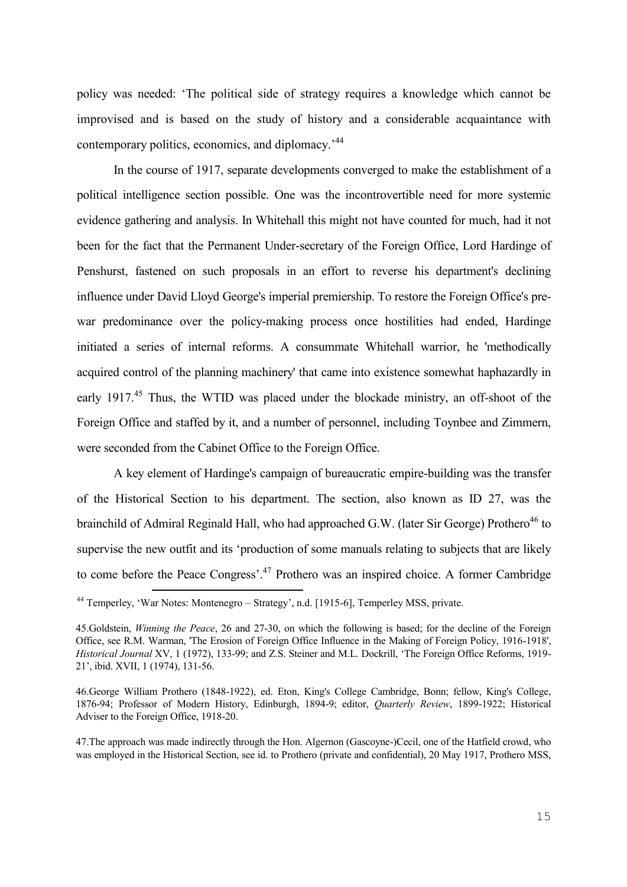policy was needed: 'The political side of strategy requires a knowledge which cannot be improvised and is based on the study of history and a considerable acquaintance with contemporary politics, economics, and diplomacy.'[44]

In the course of 1917, separate developments converged to make the establishment of a political intelligence section possible. One was the incontrovertible need for more systemic evidence gathering and analysis. In Whitehall this might not have counted for much, had it not been for the fact that the Permanent Under-secretary of the Foreign Office, Lord Hardinge of Penshurst, fastened on such proposals in an effort to reverse his department's declining influence under David Lloyd George's imperial premiership. To restore the Foreign Office's pre-war predominance over the policy-making process once hostilities had ended, Hardinge initiated a series of internal reforms. A consummate Whitehall warrior, he 'methodically acquired control of the planning machinery' that came into existence somewhat haphazardly in early 1917.[45] Thus, the WTID was placed under the blockade ministry, an off-shoot of the Foreign Office and staffed by it, and a number of personnel, including Toynbee and Zimmern, were seconded from the Cabinet Office to the Foreign Office.

A key element of Hardinge's campaign of bureaucratic empire-building was the transfer of the Historical Section to his department. The section, also known as ID 27, was the brainchild of Admiral Reginald Hall, who had approached G.W. (later Sir George) Prothero[46] to supervise the new outfit and its 'production of some manuals relating to subjects that are likely to come before the Peace Congress'.[47] Prothero was an inspired choice. A former Cambridge

---

[44] Temperley, 'War Notes: Montenegro – Strategy', n.d. [1915-6], Temperley MSS, private.

45.Goldstein, *Winning the Peace*, 26 and 27-30, on which the following is based; for the decline of the Foreign Office, see R.M. Warman, 'The Erosion of Foreign Office Influence in the Making of Foreign Policy, 1916-1918', *Historical Journal* XV, 1 (1972), 133-99; and Z.S. Steiner and M.L. Dockrill, 'The Foreign Office Reforms, 1919-21', ibid. XVII, 1 (1974), 131-56.

46.George William Prothero (1848-1922), ed. Eton, King's College Cambridge, Bonn; fellow, King's College, 1876-94; Professor of Modern History, Edinburgh, 1894-9; editor, *Quarterly Review*, 1899-1922; Historical Adviser to the Foreign Office, 1918-20.

47.The approach was made indirectly through the Hon. Algernon (Gascoyne-)Cecil, one of the Hatfield crowd, who was employed in the Historical Section, see id. to Prothero (private and confidential), 20 May 1917, Prothero MSS,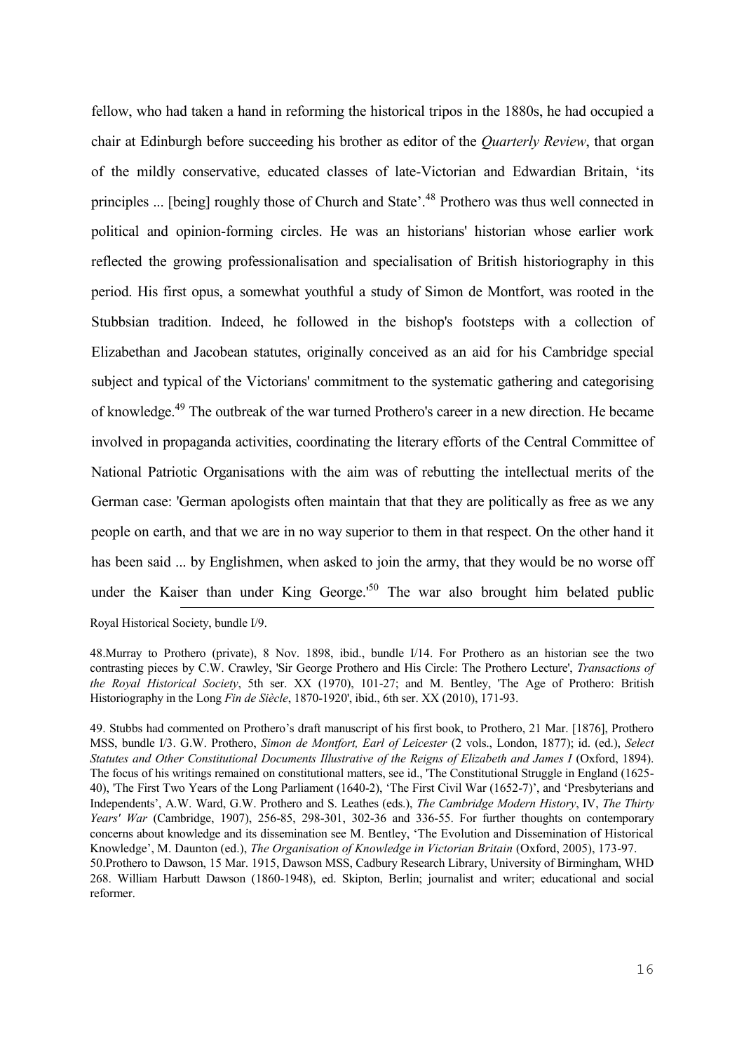fellow, who had taken a hand in reforming the historical tripos in the 1880s, he had occupied a chair at Edinburgh before succeeding his brother as editor of the *Quarterly Review*, that organ of the mildly conservative, educated classes of late-Victorian and Edwardian Britain, 'its principles ... [being] roughly those of Church and State'.[48] Prothero was thus well connected in political and opinion-forming circles. He was an historians' historian whose earlier work reflected the growing professionalisation and specialisation of British historiography in this period. His first opus, a somewhat youthful a study of Simon de Montfort, was rooted in the Stubbsian tradition. Indeed, he followed in the bishop's footsteps with a collection of Elizabethan and Jacobean statutes, originally conceived as an aid for his Cambridge special subject and typical of the Victorians' commitment to the systematic gathering and categorising of knowledge.[49] The outbreak of the war turned Prothero's career in a new direction. He became involved in propaganda activities, coordinating the literary efforts of the Central Committee of National Patriotic Organisations with the aim was of rebutting the intellectual merits of the German case: 'German apologists often maintain that that they are politically as free as we any people on earth, and that we are in no way superior to them in that respect. On the other hand it has been said ... by Englishmen, when asked to join the army, that they would be no worse off under the Kaiser than under King George.'[50] The war also brought him belated public

Royal Historical Society, bundle I/9.

48.Murray to Prothero (private), 8 Nov. 1898, ibid., bundle I/14. For Prothero as an historian see the two contrasting pieces by C.W. Crawley, 'Sir George Prothero and His Circle: The Prothero Lecture', *Transactions of the Royal Historical Society*, 5th ser. XX (1970), 101-27; and M. Bentley, 'The Age of Prothero: British Historiography in the Long *Fin de Siècle*, 1870-1920', ibid., 6th ser. XX (2010), 171-93.

49. Stubbs had commented on Prothero's draft manuscript of his first book, to Prothero, 21 Mar. [1876], Prothero MSS, bundle I/3. G.W. Prothero, *Simon de Montfort, Earl of Leicester* (2 vols., London, 1877); id. (ed.), *Select Statutes and Other Constitutional Documents Illustrative of the Reigns of Elizabeth and James I* (Oxford, 1894). The focus of his writings remained on constitutional matters, see id., 'The Constitutional Struggle in England (1625-40), 'The First Two Years of the Long Parliament (1640-2), 'The First Civil War (1652-7)', and 'Presbyterians and Independents', A.W. Ward, G.W. Prothero and S. Leathes (eds.), *The Cambridge Modern History*, IV, *The Thirty Years' War* (Cambridge, 1907), 256-85, 298-301, 302-36 and 336-55. For further thoughts on contemporary concerns about knowledge and its dissemination see M. Bentley, 'The Evolution and Dissemination of Historical Knowledge', M. Daunton (ed.), *The Organisation of Knowledge in Victorian Britain* (Oxford, 2005), 173-97.

50.Prothero to Dawson, 15 Mar. 1915, Dawson MSS, Cadbury Research Library, University of Birmingham, WHD 268. William Harbutt Dawson (1860-1948), ed. Skipton, Berlin; journalist and writer; educational and social reformer.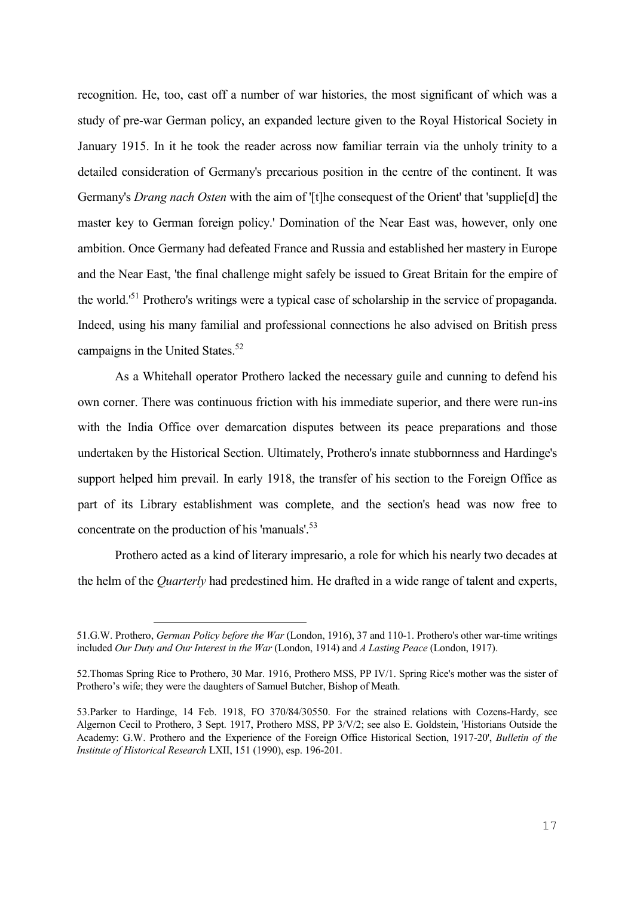recognition. He, too, cast off a number of war histories, the most significant of which was a study of pre-war German policy, an expanded lecture given to the Royal Historical Society in January 1915. In it he took the reader across now familiar terrain via the unholy trinity to a detailed consideration of Germany's precarious position in the centre of the continent. It was Germany's *Drang nach Osten* with the aim of '[t]he consequest of the Orient' that 'supplie[d] the master key to German foreign policy.' Domination of the Near East was, however, only one ambition. Once Germany had defeated France and Russia and established her mastery in Europe and the Near East, 'the final challenge might safely be issued to Great Britain for the empire of the world.'[51] Prothero's writings were a typical case of scholarship in the service of propaganda. Indeed, using his many familial and professional connections he also advised on British press campaigns in the United States.[52]

As a Whitehall operator Prothero lacked the necessary guile and cunning to defend his own corner. There was continuous friction with his immediate superior, and there were run-ins with the India Office over demarcation disputes between its peace preparations and those undertaken by the Historical Section. Ultimately, Prothero's innate stubbornness and Hardinge's support helped him prevail. In early 1918, the transfer of his section to the Foreign Office as part of its Library establishment was complete, and the section's head was now free to concentrate on the production of his 'manuals'.[53]

Prothero acted as a kind of literary impresario, a role for which his nearly two decades at the helm of the *Quarterly* had predestined him. He drafted in a wide range of talent and experts,

---

51.G.W. Prothero, *German Policy before the War* (London, 1916), 37 and 110-1. Prothero's other war-time writings included *Our Duty and Our Interest in the War* (London, 1914) and *A Lasting Peace* (London, 1917).

52.Thomas Spring Rice to Prothero, 30 Mar. 1916, Prothero MSS, PP IV/1. Spring Rice's mother was the sister of Prothero's wife; they were the daughters of Samuel Butcher, Bishop of Meath.

53.Parker to Hardinge, 14 Feb. 1918, FO 370/84/30550. For the strained relations with Cozens-Hardy, see Algernon Cecil to Prothero, 3 Sept. 1917, Prothero MSS, PP 3/V/2; see also E. Goldstein, 'Historians Outside the Academy: G.W. Prothero and the Experience of the Foreign Office Historical Section, 1917-20', *Bulletin of the Institute of Historical Research* LXII, 151 (1990), esp. 196-201.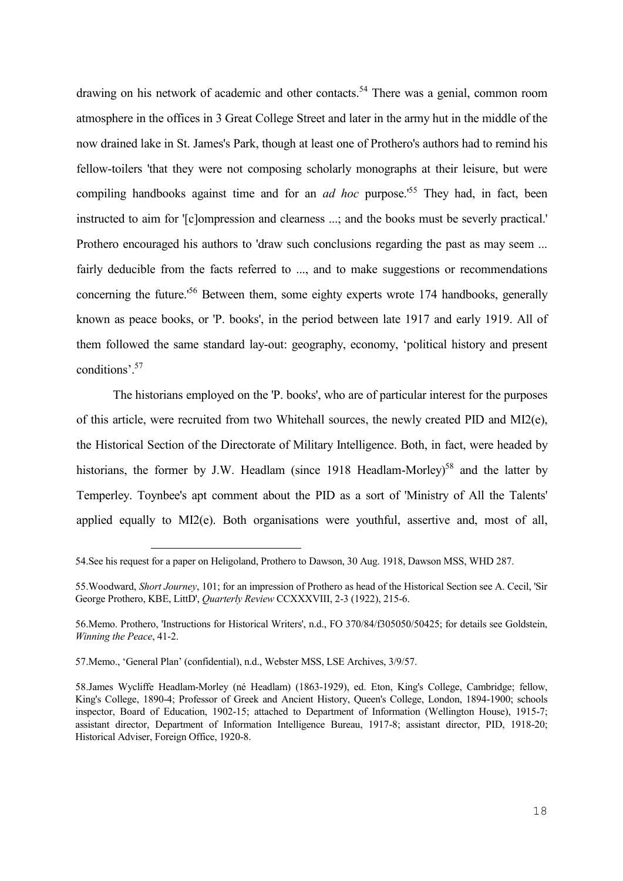drawing on his network of academic and other contacts.[54] There was a genial, common room atmosphere in the offices in 3 Great College Street and later in the army hut in the middle of the now drained lake in St. James's Park, though at least one of Prothero's authors had to remind his fellow-toilers 'that they were not composing scholarly monographs at their leisure, but were compiling handbooks against time and for an *ad hoc* purpose.'[55] They had, in fact, been instructed to aim for '[c]ompression and clearness ...; and the books must be severly practical.' Prothero encouraged his authors to 'draw such conclusions regarding the past as may seem ... fairly deducible from the facts referred to ..., and to make suggestions or recommendations concerning the future.'[56] Between them, some eighty experts wrote 174 handbooks, generally known as peace books, or 'P. books', in the period between late 1917 and early 1919. All of them followed the same standard lay-out: geography, economy, 'political history and present conditions'.[57]

The historians employed on the 'P. books', who are of particular interest for the purposes of this article, were recruited from two Whitehall sources, the newly created PID and MI2(e), the Historical Section of the Directorate of Military Intelligence. Both, in fact, were headed by historians, the former by J.W. Headlam (since 1918 Headlam-Morley)[58] and the latter by Temperley. Toynbee's apt comment about the PID as a sort of 'Ministry of All the Talents' applied equally to MI2(e). Both organisations were youthful, assertive and, most of all,

---

54.See his request for a paper on Heligoland, Prothero to Dawson, 30 Aug. 1918, Dawson MSS, WHD 287.

55.Woodward, *Short Journey*, 101; for an impression of Prothero as head of the Historical Section see A. Cecil, 'Sir George Prothero, KBE, LittD', *Quarterly Review* CCXXXVIII, 2-3 (1922), 215-6.

56.Memo. Prothero, 'Instructions for Historical Writers', n.d., FO 370/84/f305050/50425; for details see Goldstein, *Winning the Peace*, 41-2.

57.Memo., 'General Plan' (confidential), n.d., Webster MSS, LSE Archives, 3/9/57.

58.James Wycliffe Headlam-Morley (né Headlam) (1863-1929), ed. Eton, King's College, Cambridge; fellow, King's College, 1890-4; Professor of Greek and Ancient History, Queen's College, London, 1894-1900; schools inspector, Board of Education, 1902-15; attached to Department of Information (Wellington House), 1915-7; assistant director, Department of Information Intelligence Bureau, 1917-8; assistant director, PID, 1918-20; Historical Adviser, Foreign Office, 1920-8.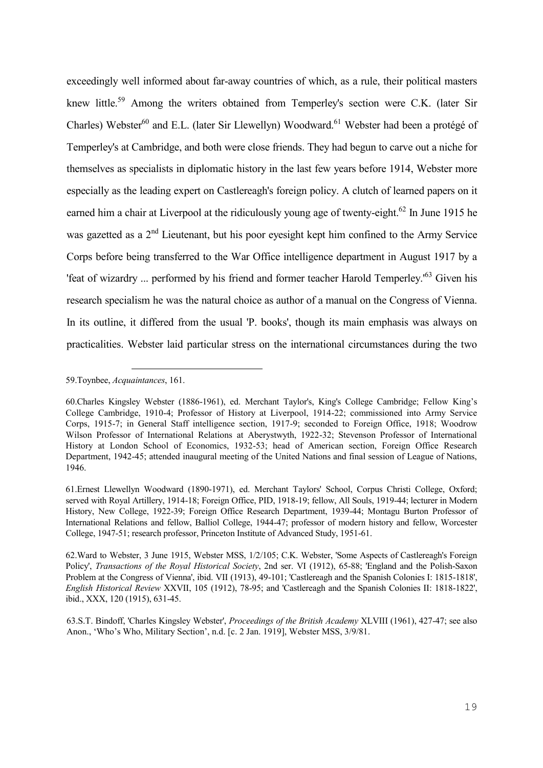exceedingly well informed about far-away countries of which, as a rule, their political masters knew little.[59] Among the writers obtained from Temperley's section were C.K. (later Sir Charles) Webster[60] and E.L. (later Sir Llewellyn) Woodward.[61] Webster had been a protégé of Temperley's at Cambridge, and both were close friends. They had begun to carve out a niche for themselves as specialists in diplomatic history in the last few years before 1914, Webster more especially as the leading expert on Castlereagh's foreign policy. A clutch of learned papers on it earned him a chair at Liverpool at the ridiculously young age of twenty-eight.[62] In June 1915 he was gazetted as a 2nd Lieutenant, but his poor eyesight kept him confined to the Army Service Corps before being transferred to the War Office intelligence department in August 1917 by a 'feat of wizardry ... performed by his friend and former teacher Harold Temperley.'[63] Given his research specialism he was the natural choice as author of a manual on the Congress of Vienna. In its outline, it differed from the usual 'P. books', though its main emphasis was always on practicalities. Webster laid particular stress on the international circumstances during the two

---

59.Toynbee, *Acquaintances*, 161.

60.Charles Kingsley Webster (1886-1961), ed. Merchant Taylor's, King's College Cambridge; Fellow King's College Cambridge, 1910-4; Professor of History at Liverpool, 1914-22; commissioned into Army Service Corps, 1915-7; in General Staff intelligence section, 1917-9; seconded to Foreign Office, 1918; Woodrow Wilson Professor of International Relations at Aberystwyth, 1922-32; Stevenson Professor of International History at London School of Economics, 1932-53; head of American section, Foreign Office Research Department, 1942-45; attended inaugural meeting of the United Nations and final session of League of Nations, 1946.

61.Ernest Llewellyn Woodward (1890-1971), ed. Merchant Taylors' School, Corpus Christi College, Oxford; served with Royal Artillery, 1914-18; Foreign Office, PID, 1918-19; fellow, All Souls, 1919-44; lecturer in Modern History, New College, 1922-39; Foreign Office Research Department, 1939-44; Montagu Burton Professor of International Relations and fellow, Balliol College, 1944-47; professor of modern history and fellow, Worcester College, 1947-51; research professor, Princeton Institute of Advanced Study, 1951-61.

62.Ward to Webster, 3 June 1915, Webster MSS, 1/2/105; C.K. Webster, 'Some Aspects of Castlereagh's Foreign Policy', *Transactions of the Royal Historical Society*, 2nd ser. VI (1912), 65-88; 'England and the Polish-Saxon Problem at the Congress of Vienna', ibid. VII (1913), 49-101; 'Castlereagh and the Spanish Colonies I: 1815-1818', *English Historical Review* XXVII, 105 (1912), 78-95; and 'Castlereagh and the Spanish Colonies II: 1818-1822', ibid., XXX, 120 (1915), 631-45.

63.S.T. Bindoff, 'Charles Kingsley Webster', *Proceedings of the British Academy* XLVIII (1961), 427-47; see also Anon., 'Who's Who, Military Section', n.d. [c. 2 Jan. 1919], Webster MSS, 3/9/81.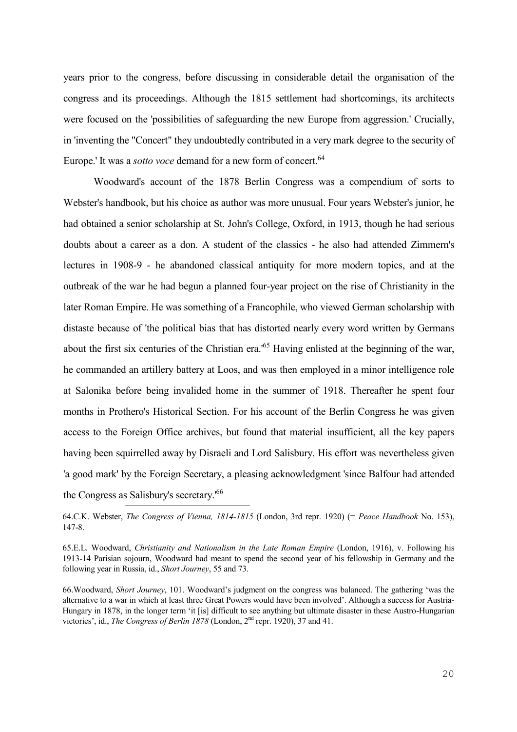years prior to the congress, before discussing in considerable detail the organisation of the congress and its proceedings. Although the 1815 settlement had shortcomings, its architects were focused on the 'possibilities of safeguarding the new Europe from aggression.' Crucially, in 'inventing the "Concert" they undoubtedly contributed in a very mark degree to the security of Europe.' It was a *sotto voce* demand for a new form of concert.[64]

Woodward's account of the 1878 Berlin Congress was a compendium of sorts to Webster's handbook, but his choice as author was more unusual. Four years Webster's junior, he had obtained a senior scholarship at St. John's College, Oxford, in 1913, though he had serious doubts about a career as a don. A student of the classics - he also had attended Zimmern's lectures in 1908-9 - he abandoned classical antiquity for more modern topics, and at the outbreak of the war he had begun a planned four-year project on the rise of Christianity in the later Roman Empire. He was something of a Francophile, who viewed German scholarship with distaste because of 'the political bias that has distorted nearly every word written by Germans about the first six centuries of the Christian era.'[65] Having enlisted at the beginning of the war, he commanded an artillery battery at Loos, and was then employed in a minor intelligence role at Salonika before being invalided home in the summer of 1918. Thereafter he spent four months in Prothero's Historical Section. For his account of the Berlin Congress he was given access to the Foreign Office archives, but found that material insufficient, all the key papers having been squirrelled away by Disraeli and Lord Salisbury. His effort was nevertheless given 'a good mark' by the Foreign Secretary, a pleasing acknowledgment 'since Balfour had attended the Congress as Salisbury's secretary.'[66]

---

64.C.K. Webster, *The Congress of Vienna, 1814-1815* (London, 3rd repr. 1920) (= *Peace Handbook* No. 153), 147-8.

65.E.L. Woodward, *Christianity and Nationalism in the Late Roman Empire* (London, 1916), v. Following his 1913-14 Parisian sojourn, Woodward had meant to spend the second year of his fellowship in Germany and the following year in Russia, id., *Short Journey*, 55 and 73.

66.Woodward, *Short Journey*, 101. Woodward's judgment on the congress was balanced. The gathering 'was the alternative to a war in which at least three Great Powers would have been involved'. Although a success for Austria-Hungary in 1878, in the longer term 'it [is] difficult to see anything but ultimate disaster in these Austro-Hungarian victories', id., *The Congress of Berlin 1878* (London, 2nd repr. 1920), 37 and 41.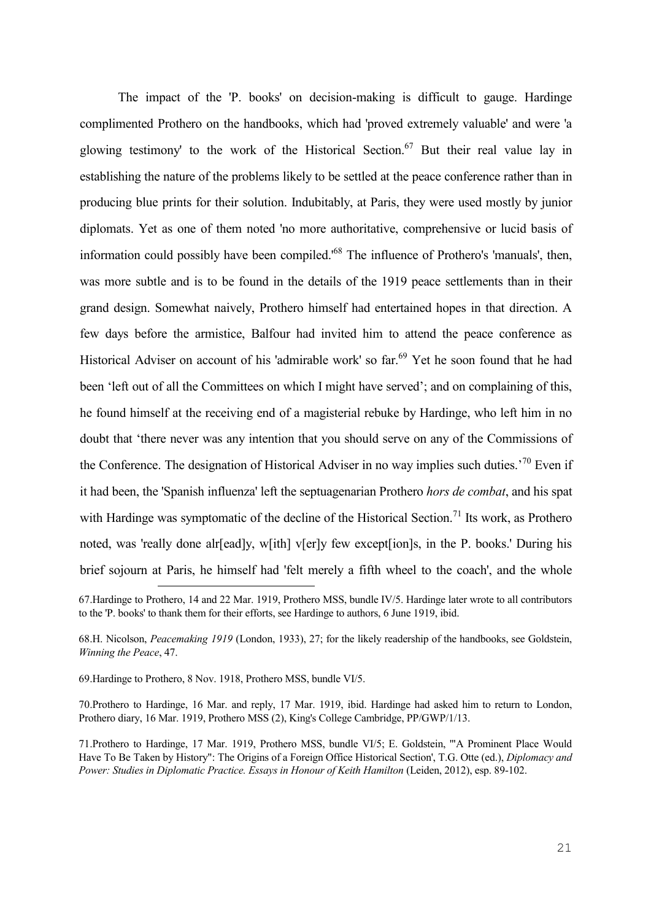The impact of the 'P. books' on decision-making is difficult to gauge. Hardinge complimented Prothero on the handbooks, which had 'proved extremely valuable' and were 'a glowing testimony' to the work of the Historical Section.[67] But their real value lay in establishing the nature of the problems likely to be settled at the peace conference rather than in producing blue prints for their solution. Indubitably, at Paris, they were used mostly by junior diplomats. Yet as one of them noted 'no more authoritative, comprehensive or lucid basis of information could possibly have been compiled.'[68] The influence of Prothero's 'manuals', then, was more subtle and is to be found in the details of the 1919 peace settlements than in their grand design. Somewhat naively, Prothero himself had entertained hopes in that direction. A few days before the armistice, Balfour had invited him to attend the peace conference as Historical Adviser on account of his 'admirable work' so far.[69] Yet he soon found that he had been 'left out of all the Committees on which I might have served'; and on complaining of this, he found himself at the receiving end of a magisterial rebuke by Hardinge, who left him in no doubt that 'there never was any intention that you should serve on any of the Commissions of the Conference. The designation of Historical Adviser in no way implies such duties.'[70] Even if it had been, the 'Spanish influenza' left the septuagenarian Prothero *hors de combat*, and his spat with Hardinge was symptomatic of the decline of the Historical Section.[71] Its work, as Prothero noted, was 'really done alr[ead]y, w[ith] v[er]y few except[ion]s, in the P. books.' During his brief sojourn at Paris, he himself had 'felt merely a fifth wheel to the coach', and the whole

---

67.Hardinge to Prothero, 14 and 22 Mar. 1919, Prothero MSS, bundle IV/5. Hardinge later wrote to all contributors to the 'P. books' to thank them for their efforts, see Hardinge to authors, 6 June 1919, ibid.

68.H. Nicolson, *Peacemaking 1919* (London, 1933), 27; for the likely readership of the handbooks, see Goldstein, *Winning the Peace*, 47.

69.Hardinge to Prothero, 8 Nov. 1918, Prothero MSS, bundle VI/5.

70.Prothero to Hardinge, 16 Mar. and reply, 17 Mar. 1919, ibid. Hardinge had asked him to return to London, Prothero diary, 16 Mar. 1919, Prothero MSS (2), King's College Cambridge, PP/GWP/1/13.

71.Prothero to Hardinge, 17 Mar. 1919, Prothero MSS, bundle VI/5; E. Goldstein, '"A Prominent Place Would Have To Be Taken by History": The Origins of a Foreign Office Historical Section', T.G. Otte (ed.), *Diplomacy and Power: Studies in Diplomatic Practice. Essays in Honour of Keith Hamilton* (Leiden, 2012), esp. 89-102.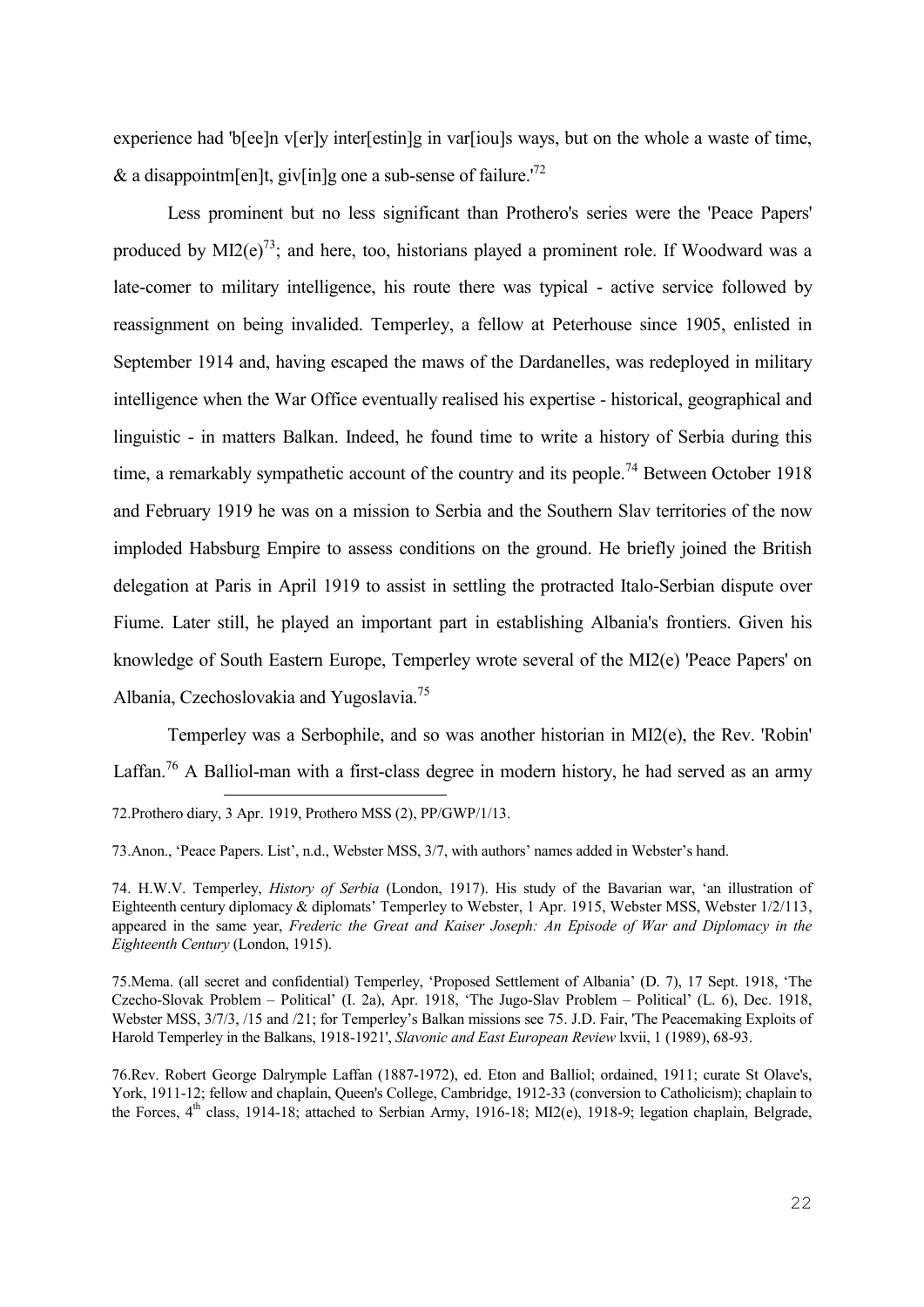experience had 'b[ee]n v[er]y inter[estin]g in var[iou]s ways, but on the whole a waste of time, & a disappointm[en]t, giv[in]g one a sub-sense of failure.'[72]

Less prominent but no less significant than Prothero's series were the 'Peace Papers' produced by MI2(e)[73]; and here, too, historians played a prominent role. If Woodward was a late-comer to military intelligence, his route there was typical - active service followed by reassignment on being invalided. Temperley, a fellow at Peterhouse since 1905, enlisted in September 1914 and, having escaped the maws of the Dardanelles, was redeployed in military intelligence when the War Office eventually realised his expertise - historical, geographical and linguistic - in matters Balkan. Indeed, he found time to write a history of Serbia during this time, a remarkably sympathetic account of the country and its people.[74] Between October 1918 and February 1919 he was on a mission to Serbia and the Southern Slav territories of the now imploded Habsburg Empire to assess conditions on the ground. He briefly joined the British delegation at Paris in April 1919 to assist in settling the protracted Italo-Serbian dispute over Fiume. Later still, he played an important part in establishing Albania's frontiers. Given his knowledge of South Eastern Europe, Temperley wrote several of the MI2(e) 'Peace Papers' on Albania, Czechoslovakia and Yugoslavia.[75]

Temperley was a Serbophile, and so was another historian in MI2(e), the Rev. 'Robin' Laffan.[76] A Balliol-man with a first-class degree in modern history, he had served as an army

---

72.Prothero diary, 3 Apr. 1919, Prothero MSS (2), PP/GWP/1/13.

73.Anon., 'Peace Papers. List', n.d., Webster MSS, 3/7, with authors' names added in Webster's hand.

74. H.W.V. Temperley, *History of Serbia* (London, 1917). His study of the Bavarian war, 'an illustration of Eighteenth century diplomacy & diplomats' Temperley to Webster, 1 Apr. 1915, Webster MSS, Webster 1/2/113, appeared in the same year, *Frederic the Great and Kaiser Joseph: An Episode of War and Diplomacy in the Eighteenth Century* (London, 1915).

75.Mema. (all secret and confidential) Temperley, 'Proposed Settlement of Albania' (D. 7), 17 Sept. 1918, 'The Czecho-Slovak Problem – Political' (I. 2a), Apr. 1918, 'The Jugo-Slav Problem – Political' (L. 6), Dec. 1918, Webster MSS, 3/7/3, /15 and /21; for Temperley's Balkan missions see 75. J.D. Fair, 'The Peacemaking Exploits of Harold Temperley in the Balkans, 1918-1921', *Slavonic and East European Review* lxvii, 1 (1989), 68-93.

76.Rev. Robert George Dalrymple Laffan (1887-1972), ed. Eton and Balliol; ordained, 1911; curate St Olave's, York, 1911-12; fellow and chaplain, Queen's College, Cambridge, 1912-33 (conversion to Catholicism); chaplain to the Forces, 4th class, 1914-18; attached to Serbian Army, 1916-18; MI2(e), 1918-9; legation chaplain, Belgrade,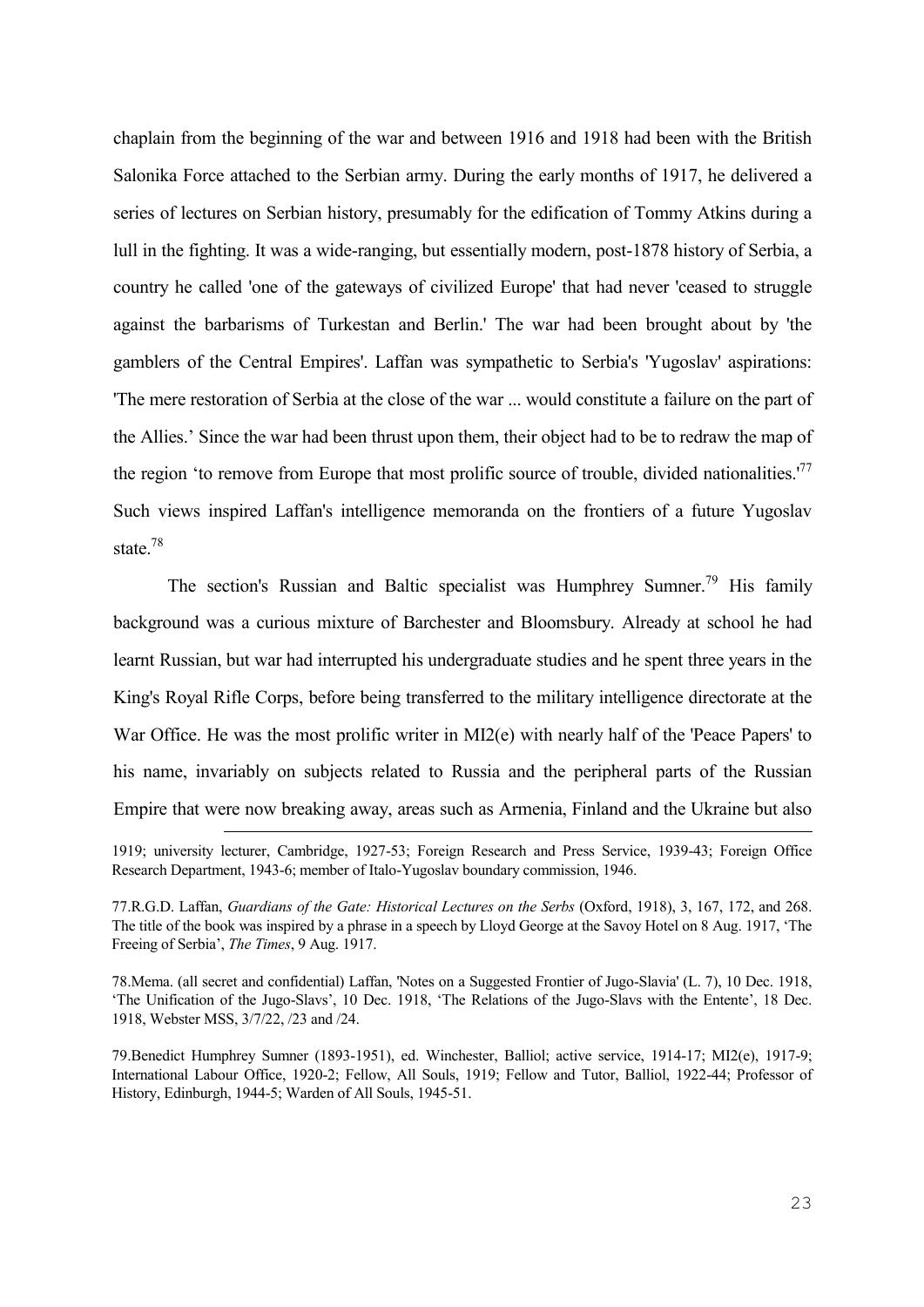chaplain from the beginning of the war and between 1916 and 1918 had been with the British Salonika Force attached to the Serbian army. During the early months of 1917, he delivered a series of lectures on Serbian history, presumably for the edification of Tommy Atkins during a lull in the fighting. It was a wide-ranging, but essentially modern, post-1878 history of Serbia, a country he called 'one of the gateways of civilized Europe' that had never 'ceased to struggle against the barbarisms of Turkestan and Berlin.' The war had been brought about by 'the gamblers of the Central Empires'. Laffan was sympathetic to Serbia's 'Yugoslav' aspirations: 'The mere restoration of Serbia at the close of the war ... would constitute a failure on the part of the Allies.' Since the war had been thrust upon them, their object had to be to redraw the map of the region 'to remove from Europe that most prolific source of trouble, divided nationalities.'[77] Such views inspired Laffan's intelligence memoranda on the frontiers of a future Yugoslav state.[78]

The section's Russian and Baltic specialist was Humphrey Sumner.[79] His family background was a curious mixture of Barchester and Bloomsbury. Already at school he had learnt Russian, but war had interrupted his undergraduate studies and he spent three years in the King's Royal Rifle Corps, before being transferred to the military intelligence directorate at the War Office. He was the most prolific writer in MI2(e) with nearly half of the 'Peace Papers' to his name, invariably on subjects related to Russia and the peripheral parts of the Russian Empire that were now breaking away, areas such as Armenia, Finland and the Ukraine but also

---

1919; university lecturer, Cambridge, 1927-53; Foreign Research and Press Service, 1939-43; Foreign Office Research Department, 1943-6; member of Italo-Yugoslav boundary commission, 1946.

77.R.G.D. Laffan, *Guardians of the Gate: Historical Lectures on the Serbs* (Oxford, 1918), 3, 167, 172, and 268. The title of the book was inspired by a phrase in a speech by Lloyd George at the Savoy Hotel on 8 Aug. 1917, 'The Freeing of Serbia', *The Times*, 9 Aug. 1917.

78.Mema. (all secret and confidential) Laffan, 'Notes on a Suggested Frontier of Jugo-Slavia' (L. 7), 10 Dec. 1918, 'The Unification of the Jugo-Slavs', 10 Dec. 1918, 'The Relations of the Jugo-Slavs with the Entente', 18 Dec. 1918, Webster MSS, 3/7/22, /23 and /24.

79.Benedict Humphrey Sumner (1893-1951), ed. Winchester, Balliol; active service, 1914-17; MI2(e), 1917-9; International Labour Office, 1920-2; Fellow, All Souls, 1919; Fellow and Tutor, Balliol, 1922-44; Professor of History, Edinburgh, 1944-5; Warden of All Souls, 1945-51.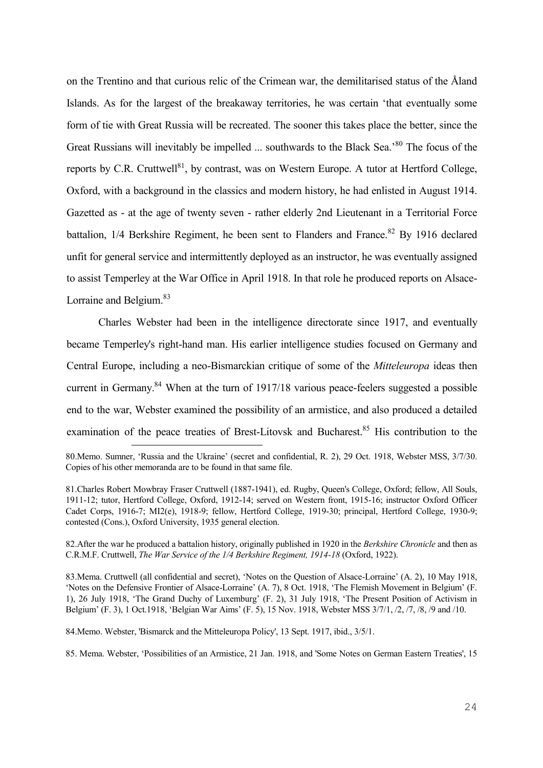on the Trentino and that curious relic of the Crimean war, the demilitarised status of the Åland Islands. As for the largest of the breakaway territories, he was certain 'that eventually some form of tie with Great Russia will be recreated. The sooner this takes place the better, since the Great Russians will inevitably be impelled ... southwards to the Black Sea.'[80] The focus of the reports by C.R. Cruttwell[81], by contrast, was on Western Europe. A tutor at Hertford College, Oxford, with a background in the classics and modern history, he had enlisted in August 1914. Gazetted as - at the age of twenty seven - rather elderly 2nd Lieutenant in a Territorial Force battalion, 1/4 Berkshire Regiment, he been sent to Flanders and France.[82] By 1916 declared unfit for general service and intermittently deployed as an instructor, he was eventually assigned to assist Temperley at the War Office in April 1918. In that role he produced reports on Alsace-Lorraine and Belgium.[83]

Charles Webster had been in the intelligence directorate since 1917, and eventually became Temperley's right-hand man. His earlier intelligence studies focused on Germany and Central Europe, including a neo-Bismarckian critique of some of the *Mitteleuropa* ideas then current in Germany.[84] When at the turn of 1917/18 various peace-feelers suggested a possible end to the war, Webster examined the possibility of an armistice, and also produced a detailed examination of the peace treaties of Brest-Litovsk and Bucharest.[85] His contribution to the

80.Memo. Sumner, 'Russia and the Ukraine' (secret and confidential, R. 2), 29 Oct. 1918, Webster MSS, 3/7/30. Copies of his other memoranda are to be found in that same file.

81.Charles Robert Mowbray Fraser Cruttwell (1887-1941), ed. Rugby, Queen's College, Oxford; fellow, All Souls, 1911-12; tutor, Hertford College, Oxford, 1912-14; served on Western front, 1915-16; instructor Oxford Officer Cadet Corps, 1916-7; MI2(e), 1918-9; fellow, Hertford College, 1919-30; principal, Hertford College, 1930-9; contested (Cons.), Oxford University, 1935 general election.

82.After the war he produced a battalion history, originally published in 1920 in the *Berkshire Chronicle* and then as C.R.M.F. Cruttwell, *The War Service of the 1/4 Berkshire Regiment, 1914-18* (Oxford, 1922).

83.Mema. Cruttwell (all confidential and secret), 'Notes on the Question of Alsace-Lorraine' (A. 2), 10 May 1918, 'Notes on the Defensive Frontier of Alsace-Lorraine' (A. 7), 8 Oct. 1918, 'The Flemish Movement in Belgium' (F. 1), 26 July 1918, 'The Grand Duchy of Luxemburg' (F. 2), 31 July 1918, 'The Present Position of Activism in Belgium' (F. 3), 1 Oct.1918, 'Belgian War Aims' (F. 5), 15 Nov. 1918, Webster MSS 3/7/1, /2, /7, /8, /9 and /10.

84.Memo. Webster, 'Bismarck and the Mitteleuropa Policy', 13 Sept. 1917, ibid., 3/5/1.

85. Mema. Webster, 'Possibilities of an Armistice, 21 Jan. 1918, and 'Some Notes on German Eastern Treaties', 15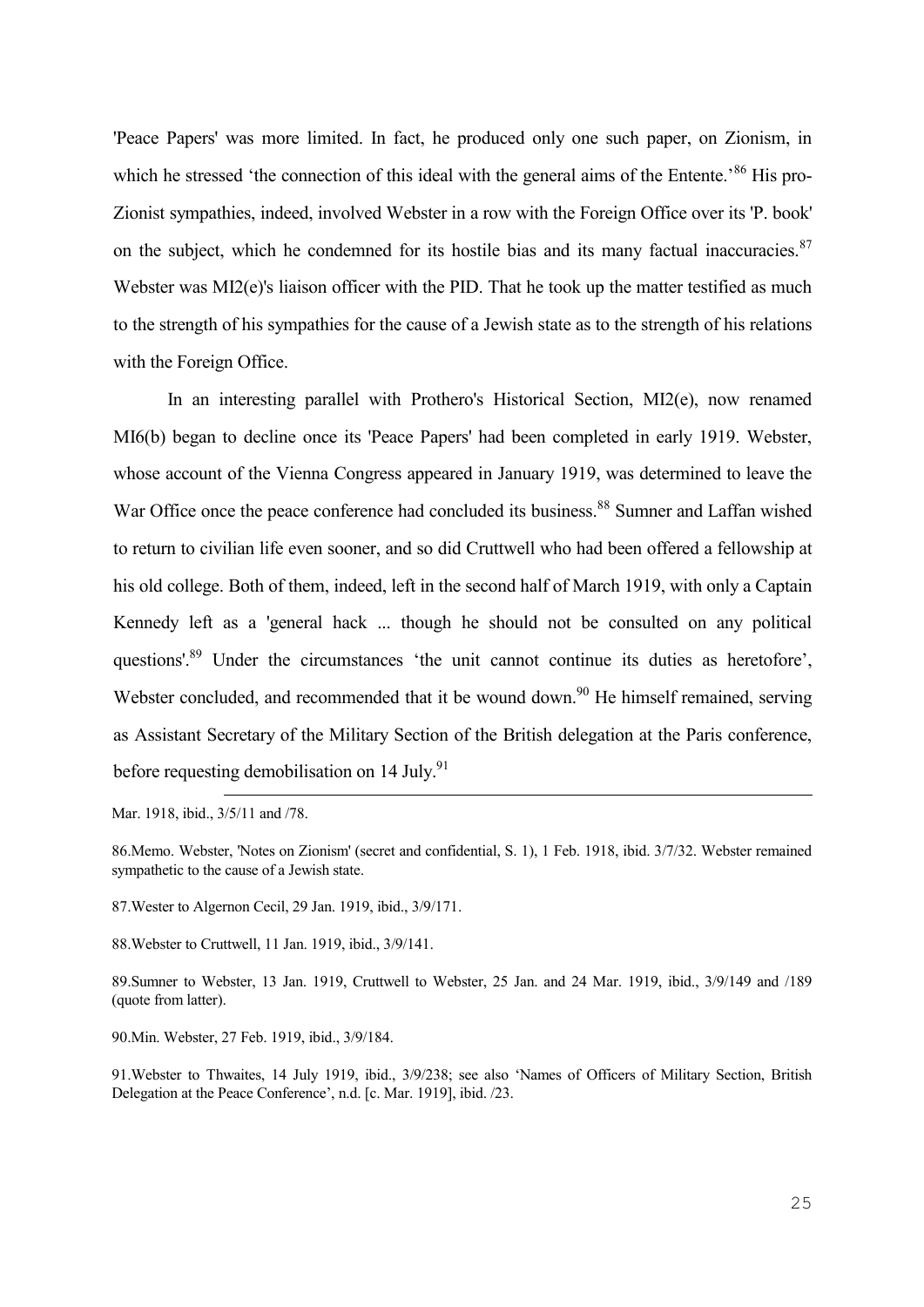'Peace Papers' was more limited. In fact, he produced only one such paper, on Zionism, in which he stressed 'the connection of this ideal with the general aims of the Entente.'[86] His pro-Zionist sympathies, indeed, involved Webster in a row with the Foreign Office over its 'P. book' on the subject, which he condemned for its hostile bias and its many factual inaccuracies.[87] Webster was MI2(e)'s liaison officer with the PID. That he took up the matter testified as much to the strength of his sympathies for the cause of a Jewish state as to the strength of his relations with the Foreign Office.

In an interesting parallel with Prothero's Historical Section, MI2(e), now renamed MI6(b) began to decline once its 'Peace Papers' had been completed in early 1919. Webster, whose account of the Vienna Congress appeared in January 1919, was determined to leave the War Office once the peace conference had concluded its business.[88] Sumner and Laffan wished to return to civilian life even sooner, and so did Cruttwell who had been offered a fellowship at his old college. Both of them, indeed, left in the second half of March 1919, with only a Captain Kennedy left as a 'general hack ... though he should not be consulted on any political questions'.[89] Under the circumstances 'the unit cannot continue its duties as heretofore', Webster concluded, and recommended that it be wound down.[90] He himself remained, serving as Assistant Secretary of the Military Section of the British delegation at the Paris conference, before requesting demobilisation on 14 July.[91]

---

Mar. 1918, ibid., 3/5/11 and /78.

86.Memo. Webster, 'Notes on Zionism' (secret and confidential, S. 1), 1 Feb. 1918, ibid. 3/7/32. Webster remained sympathetic to the cause of a Jewish state.

87.Wester to Algernon Cecil, 29 Jan. 1919, ibid., 3/9/171.

88.Webster to Cruttwell, 11 Jan. 1919, ibid., 3/9/141.

89.Sumner to Webster, 13 Jan. 1919, Cruttwell to Webster, 25 Jan. and 24 Mar. 1919, ibid., 3/9/149 and /189 (quote from latter).

90.Min. Webster, 27 Feb. 1919, ibid., 3/9/184.

91.Webster to Thwaites, 14 July 1919, ibid., 3/9/238; see also 'Names of Officers of Military Section, British Delegation at the Peace Conference', n.d. [c. Mar. 1919], ibid. /23.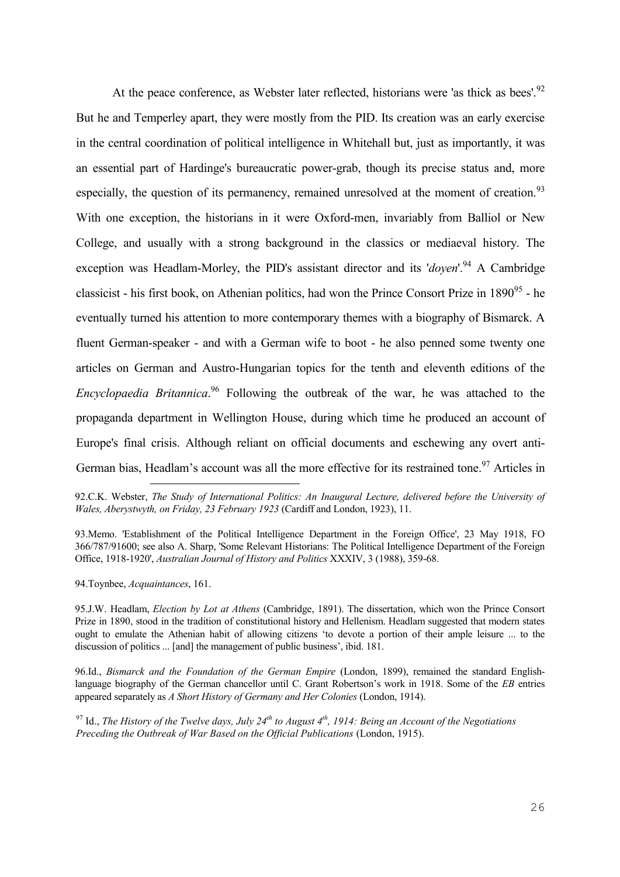At the peace conference, as Webster later reflected, historians were 'as thick as bees'.[92] But he and Temperley apart, they were mostly from the PID. Its creation was an early exercise in the central coordination of political intelligence in Whitehall but, just as importantly, it was an essential part of Hardinge's bureaucratic power-grab, though its precise status and, more especially, the question of its permanency, remained unresolved at the moment of creation.[93] With one exception, the historians in it were Oxford-men, invariably from Balliol or New College, and usually with a strong background in the classics or mediaeval history. The exception was Headlam-Morley, the PID's assistant director and its '*doyen*'.[94] A Cambridge classicist - his first book, on Athenian politics, had won the Prince Consort Prize in 1890[95] - he eventually turned his attention to more contemporary themes with a biography of Bismarck. A fluent German-speaker - and with a German wife to boot - he also penned some twenty one articles on German and Austro-Hungarian topics for the tenth and eleventh editions of the *Encyclopaedia Britannica*.[96] Following the outbreak of the war, he was attached to the propaganda department in Wellington House, during which time he produced an account of Europe's final crisis. Although reliant on official documents and eschewing any overt anti-German bias, Headlam's account was all the more effective for its restrained tone.[97] Articles in

92.C.K. Webster, *The Study of International Politics: An Inaugural Lecture, delivered before the University of Wales, Aberystwyth, on Friday, 23 February 1923* (Cardiff and London, 1923), 11.

93.Memo. 'Establishment of the Political Intelligence Department in the Foreign Office', 23 May 1918, FO 366/787/91600; see also A. Sharp, 'Some Relevant Historians: The Political Intelligence Department of the Foreign Office, 1918-1920', *Australian Journal of History and Politics* XXXIV, 3 (1988), 359-68.

94.Toynbee, *Acquaintances*, 161.

95.J.W. Headlam, *Election by Lot at Athens* (Cambridge, 1891). The dissertation, which won the Prince Consort Prize in 1890, stood in the tradition of constitutional history and Hellenism. Headlam suggested that modern states ought to emulate the Athenian habit of allowing citizens 'to devote a portion of their ample leisure ... to the discussion of politics ... [and] the management of public business', ibid. 181.

96.Id., *Bismarck and the Foundation of the German Empire* (London, 1899), remained the standard English-language biography of the German chancellor until C. Grant Robertson's work in 1918. Some of the *EB* entries appeared separately as *A Short History of Germany and Her Colonies* (London, 1914).

97 Id., *The History of the Twelve days, July 24th to August 4th, 1914: Being an Account of the Negotiations Preceding the Outbreak of War Based on the Official Publications* (London, 1915).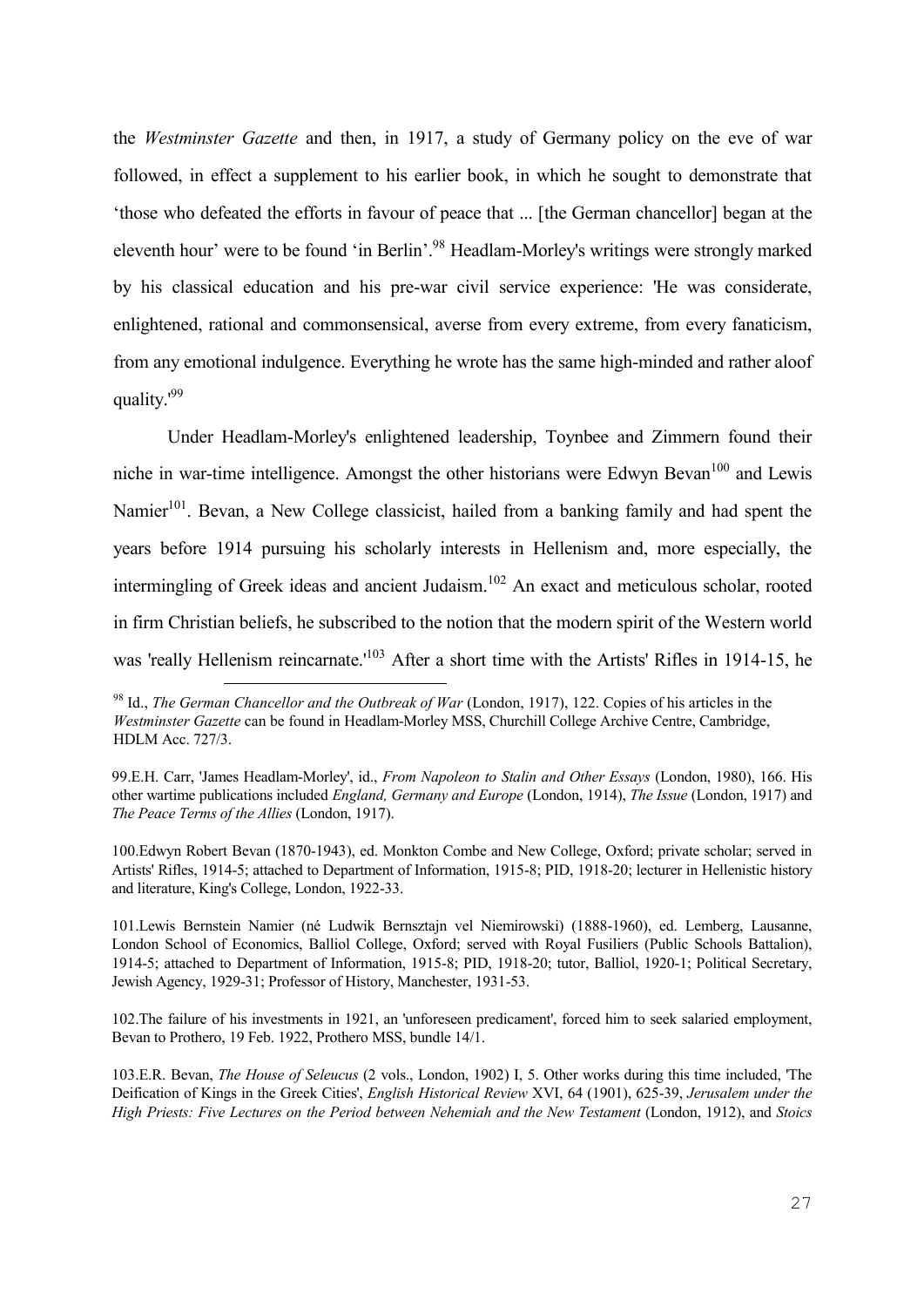the *Westminster Gazette* and then, in 1917, a study of Germany policy on the eve of war followed, in effect a supplement to his earlier book, in which he sought to demonstrate that 'those who defeated the efforts in favour of peace that ... [the German chancellor] began at the eleventh hour' were to be found 'in Berlin'.[98] Headlam-Morley's writings were strongly marked by his classical education and his pre-war civil service experience: 'He was considerate, enlightened, rational and commonsensical, averse from every extreme, from every fanaticism, from any emotional indulgence. Everything he wrote has the same high-minded and rather aloof quality.'[99]

Under Headlam-Morley's enlightened leadership, Toynbee and Zimmern found their niche in war-time intelligence. Amongst the other historians were Edwyn Bevan[100] and Lewis Namier[101]. Bevan, a New College classicist, hailed from a banking family and had spent the years before 1914 pursuing his scholarly interests in Hellenism and, more especially, the intermingling of Greek ideas and ancient Judaism.[102] An exact and meticulous scholar, rooted in firm Christian beliefs, he subscribed to the notion that the modern spirit of the Western world was 'really Hellenism reincarnate.'[103] After a short time with the Artists' Rifles in 1914-15, he

---

[98] Id., *The German Chancellor and the Outbreak of War* (London, 1917), 122. Copies of his articles in the *Westminster Gazette* can be found in Headlam-Morley MSS, Churchill College Archive Centre, Cambridge, HDLM Acc. 727/3.

99.E.H. Carr, 'James Headlam-Morley', id., *From Napoleon to Stalin and Other Essays* (London, 1980), 166. His other wartime publications included *England, Germany and Europe* (London, 1914), *The Issue* (London, 1917) and *The Peace Terms of the Allies* (London, 1917).

100.Edwyn Robert Bevan (1870-1943), ed. Monkton Combe and New College, Oxford; private scholar; served in Artists' Rifles, 1914-5; attached to Department of Information, 1915-8; PID, 1918-20; lecturer in Hellenistic history and literature, King's College, London, 1922-33.

101.Lewis Bernstein Namier (né Ludwik Bernsztajn vel Niemirowski) (1888-1960), ed. Lemberg, Lausanne, London School of Economics, Balliol College, Oxford; served with Royal Fusiliers (Public Schools Battalion), 1914-5; attached to Department of Information, 1915-8; PID, 1918-20; tutor, Balliol, 1920-1; Political Secretary, Jewish Agency, 1929-31; Professor of History, Manchester, 1931-53.

102.The failure of his investments in 1921, an 'unforeseen predicament', forced him to seek salaried employment, Bevan to Prothero, 19 Feb. 1922, Prothero MSS, bundle 14/1.

103.E.R. Bevan, *The House of Seleucus* (2 vols., London, 1902) I, 5. Other works during this time included, 'The Deification of Kings in the Greek Cities', *English Historical Review* XVI, 64 (1901), 625-39, *Jerusalem under the High Priests: Five Lectures on the Period between Nehemiah and the New Testament* (London, 1912), and *Stoics*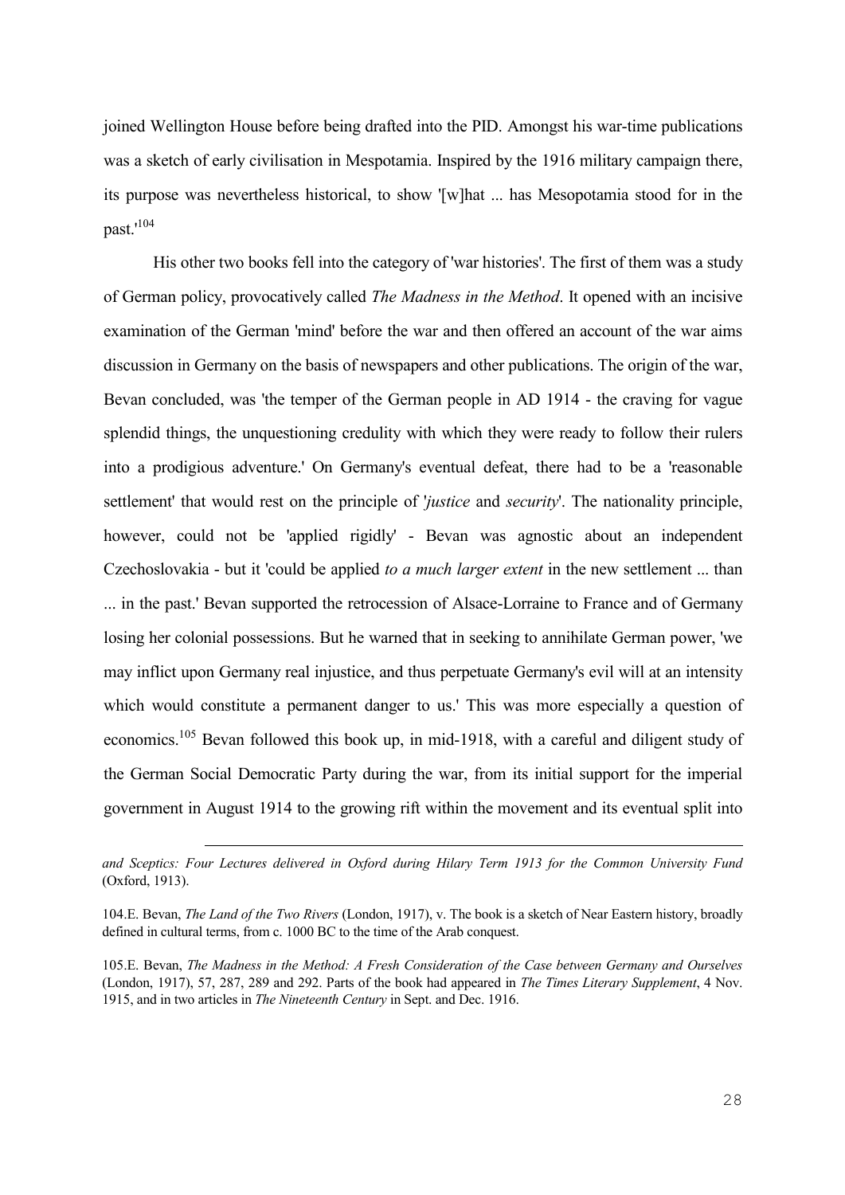joined Wellington House before being drafted into the PID. Amongst his war-time publications was a sketch of early civilisation in Mespotamia. Inspired by the 1916 military campaign there, its purpose was nevertheless historical, to show '[w]hat ... has Mesopotamia stood for in the past.'[104]

His other two books fell into the category of 'war histories'. The first of them was a study of German policy, provocatively called *The Madness in the Method*. It opened with an incisive examination of the German 'mind' before the war and then offered an account of the war aims discussion in Germany on the basis of newspapers and other publications. The origin of the war, Bevan concluded, was 'the temper of the German people in AD 1914 - the craving for vague splendid things, the unquestioning credulity with which they were ready to follow their rulers into a prodigious adventure.' On Germany's eventual defeat, there had to be a 'reasonable settlement' that would rest on the principle of '*justice* and *security*'. The nationality principle, however, could not be 'applied rigidly' - Bevan was agnostic about an independent Czechoslovakia - but it 'could be applied *to a much larger extent* in the new settlement ... than ... in the past.' Bevan supported the retrocession of Alsace-Lorraine to France and of Germany losing her colonial possessions. But he warned that in seeking to annihilate German power, 'we may inflict upon Germany real injustice, and thus perpetuate Germany's evil will at an intensity which would constitute a permanent danger to us.' This was more especially a question of economics.[105] Bevan followed this book up, in mid-1918, with a careful and diligent study of the German Social Democratic Party during the war, from its initial support for the imperial government in August 1914 to the growing rift within the movement and its eventual split into

---

*and Sceptics: Four Lectures delivered in Oxford during Hilary Term 1913 for the Common University Fund* (Oxford, 1913).

104.E. Bevan, *The Land of the Two Rivers* (London, 1917), v. The book is a sketch of Near Eastern history, broadly defined in cultural terms, from c. 1000 BC to the time of the Arab conquest.

105.E. Bevan, *The Madness in the Method: A Fresh Consideration of the Case between Germany and Ourselves* (London, 1917), 57, 287, 289 and 292. Parts of the book had appeared in *The Times Literary Supplement*, 4 Nov. 1915, and in two articles in *The Nineteenth Century* in Sept. and Dec. 1916.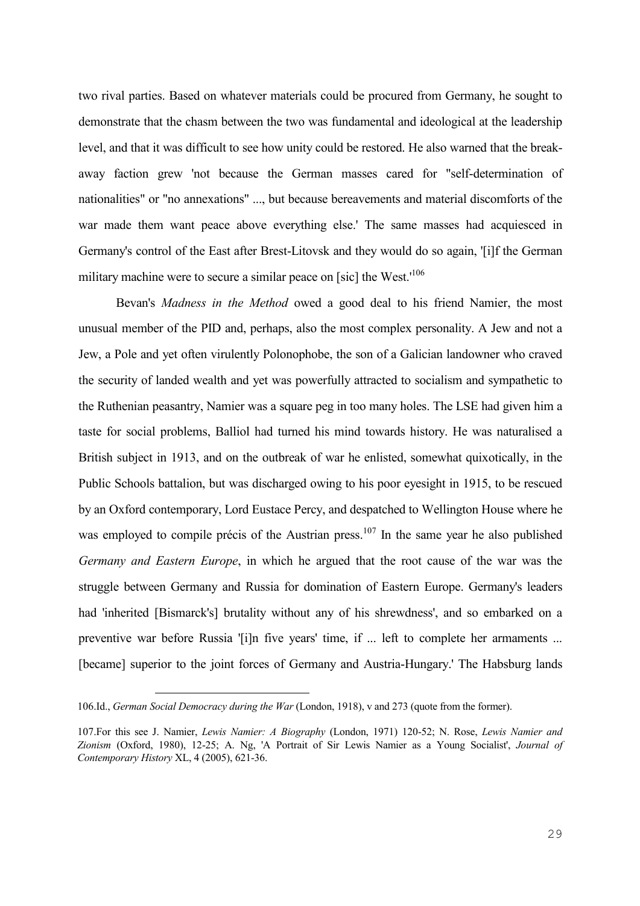two rival parties. Based on whatever materials could be procured from Germany, he sought to demonstrate that the chasm between the two was fundamental and ideological at the leadership level, and that it was difficult to see how unity could be restored. He also warned that the break-away faction grew 'not because the German masses cared for "self-determination of nationalities" or "no annexations" ..., but because bereavements and material discomforts of the war made them want peace above everything else.' The same masses had acquiesced in Germany's control of the East after Brest-Litovsk and they would do so again, '[i]f the German military machine were to secure a similar peace on [sic] the West.'[106]

Bevan's *Madness in the Method* owed a good deal to his friend Namier, the most unusual member of the PID and, perhaps, also the most complex personality. A Jew and not a Jew, a Pole and yet often virulently Polonophobe, the son of a Galician landowner who craved the security of landed wealth and yet was powerfully attracted to socialism and sympathetic to the Ruthenian peasantry, Namier was a square peg in too many holes. The LSE had given him a taste for social problems, Balliol had turned his mind towards history. He was naturalised a British subject in 1913, and on the outbreak of war he enlisted, somewhat quixotically, in the Public Schools battalion, but was discharged owing to his poor eyesight in 1915, to be rescued by an Oxford contemporary, Lord Eustace Percy, and despatched to Wellington House where he was employed to compile précis of the Austrian press.[107] In the same year he also published *Germany and Eastern Europe*, in which he argued that the root cause of the war was the struggle between Germany and Russia for domination of Eastern Europe. Germany's leaders had 'inherited [Bismarck's] brutality without any of his shrewdness', and so embarked on a preventive war before Russia '[i]n five years' time, if ... left to complete her armaments ... [became] superior to the joint forces of Germany and Austria-Hungary.' The Habsburg lands

---

106.Id., *German Social Democracy during the War* (London, 1918), v and 273 (quote from the former).

107.For this see J. Namier, *Lewis Namier: A Biography* (London, 1971) 120-52; N. Rose, *Lewis Namier and Zionism* (Oxford, 1980), 12-25; A. Ng, 'A Portrait of Sir Lewis Namier as a Young Socialist', *Journal of Contemporary History* XL, 4 (2005), 621-36.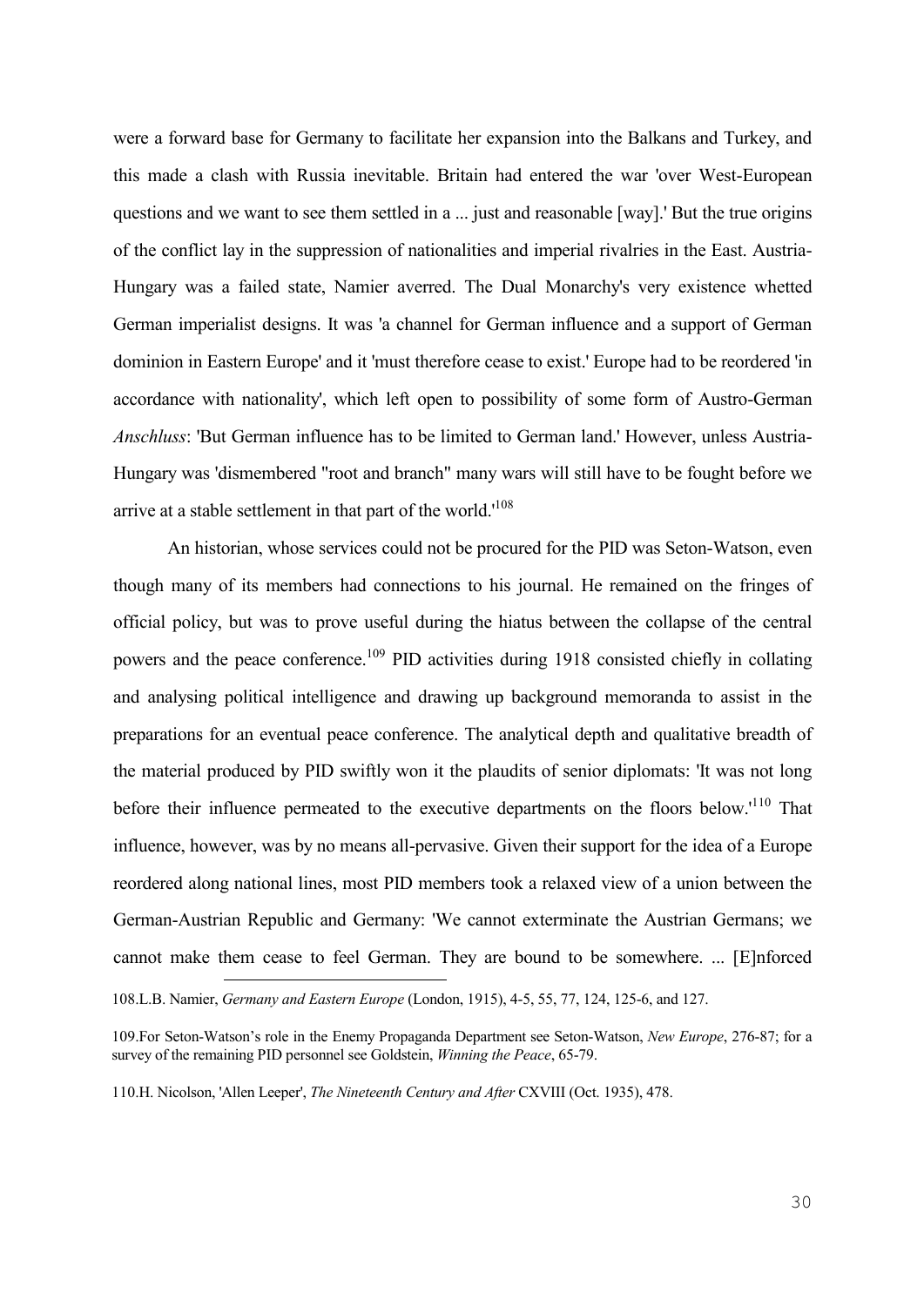were a forward base for Germany to facilitate her expansion into the Balkans and Turkey, and this made a clash with Russia inevitable. Britain had entered the war 'over West-European questions and we want to see them settled in a ... just and reasonable [way].' But the true origins of the conflict lay in the suppression of nationalities and imperial rivalries in the East. Austria-Hungary was a failed state, Namier averred. The Dual Monarchy's very existence whetted German imperialist designs. It was 'a channel for German influence and a support of German dominion in Eastern Europe' and it 'must therefore cease to exist.' Europe had to be reordered 'in accordance with nationality', which left open to possibility of some form of Austro-German *Anschluss*: 'But German influence has to be limited to German land.' However, unless Austria-Hungary was 'dismembered "root and branch" many wars will still have to be fought before we arrive at a stable settlement in that part of the world.'[108]

An historian, whose services could not be procured for the PID was Seton-Watson, even though many of its members had connections to his journal. He remained on the fringes of official policy, but was to prove useful during the hiatus between the collapse of the central powers and the peace conference.[109] PID activities during 1918 consisted chiefly in collating and analysing political intelligence and drawing up background memoranda to assist in the preparations for an eventual peace conference. The analytical depth and qualitative breadth of the material produced by PID swiftly won it the plaudits of senior diplomats: 'It was not long before their influence permeated to the executive departments on the floors below.'[110] That influence, however, was by no means all-pervasive. Given their support for the idea of a Europe reordered along national lines, most PID members took a relaxed view of a union between the German-Austrian Republic and Germany: 'We cannot exterminate the Austrian Germans; we cannot make them cease to feel German. They are bound to be somewhere. ... [E]nforced

---

108.L.B. Namier, *Germany and Eastern Europe* (London, 1915), 4-5, 55, 77, 124, 125-6, and 127.

109.For Seton-Watson's role in the Enemy Propaganda Department see Seton-Watson, *New Europe*, 276-87; for a survey of the remaining PID personnel see Goldstein, *Winning the Peace*, 65-79.

110.H. Nicolson, 'Allen Leeper', *The Nineteenth Century and After* CXVIII (Oct. 1935), 478.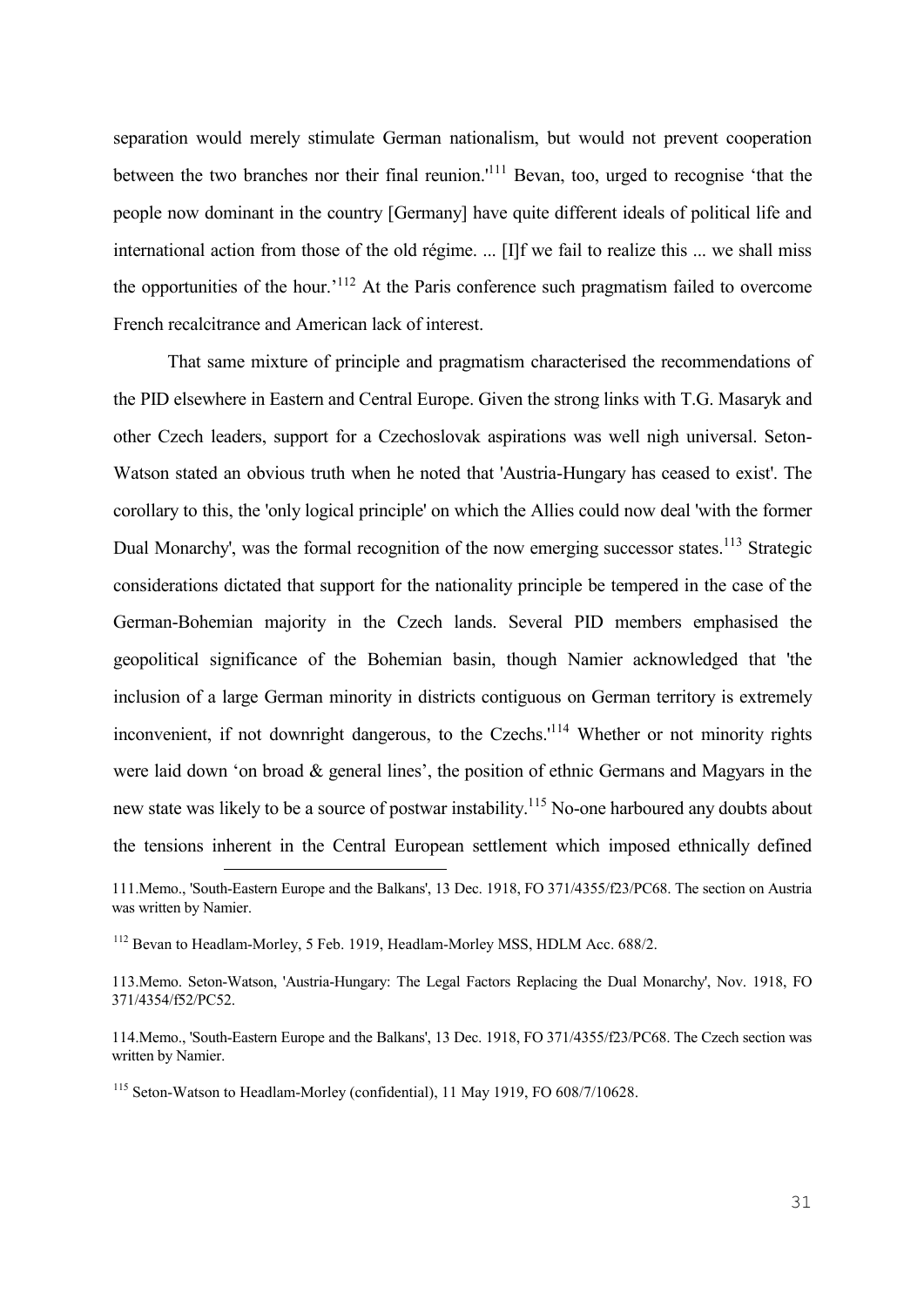separation would merely stimulate German nationalism, but would not prevent cooperation between the two branches nor their final reunion.'[111] Bevan, too, urged to recognise 'that the people now dominant in the country [Germany] have quite different ideals of political life and international action from those of the old régime. ... [I]f we fail to realize this ... we shall miss the opportunities of the hour.'[112] At the Paris conference such pragmatism failed to overcome French recalcitrance and American lack of interest.

That same mixture of principle and pragmatism characterised the recommendations of the PID elsewhere in Eastern and Central Europe. Given the strong links with T.G. Masaryk and other Czech leaders, support for a Czechoslovak aspirations was well nigh universal. Seton-Watson stated an obvious truth when he noted that 'Austria-Hungary has ceased to exist'. The corollary to this, the 'only logical principle' on which the Allies could now deal 'with the former Dual Monarchy', was the formal recognition of the now emerging successor states.[113] Strategic considerations dictated that support for the nationality principle be tempered in the case of the German-Bohemian majority in the Czech lands. Several PID members emphasised the geopolitical significance of the Bohemian basin, though Namier acknowledged that 'the inclusion of a large German minority in districts contiguous on German territory is extremely inconvenient, if not downright dangerous, to the Czechs.'[114] Whether or not minority rights were laid down 'on broad & general lines', the position of ethnic Germans and Magyars in the new state was likely to be a source of postwar instability.[115] No-one harboured any doubts about the tensions inherent in the Central European settlement which imposed ethnically defined

111.Memo., 'South-Eastern Europe and the Balkans', 13 Dec. 1918, FO 371/4355/f23/PC68. The section on Austria was written by Namier.

112 Bevan to Headlam-Morley, 5 Feb. 1919, Headlam-Morley MSS, HDLM Acc. 688/2.

113.Memo. Seton-Watson, 'Austria-Hungary: The Legal Factors Replacing the Dual Monarchy', Nov. 1918, FO 371/4354/f52/PC52.

114.Memo., 'South-Eastern Europe and the Balkans', 13 Dec. 1918, FO 371/4355/f23/PC68. The Czech section was written by Namier.

115 Seton-Watson to Headlam-Morley (confidential), 11 May 1919, FO 608/7/10628.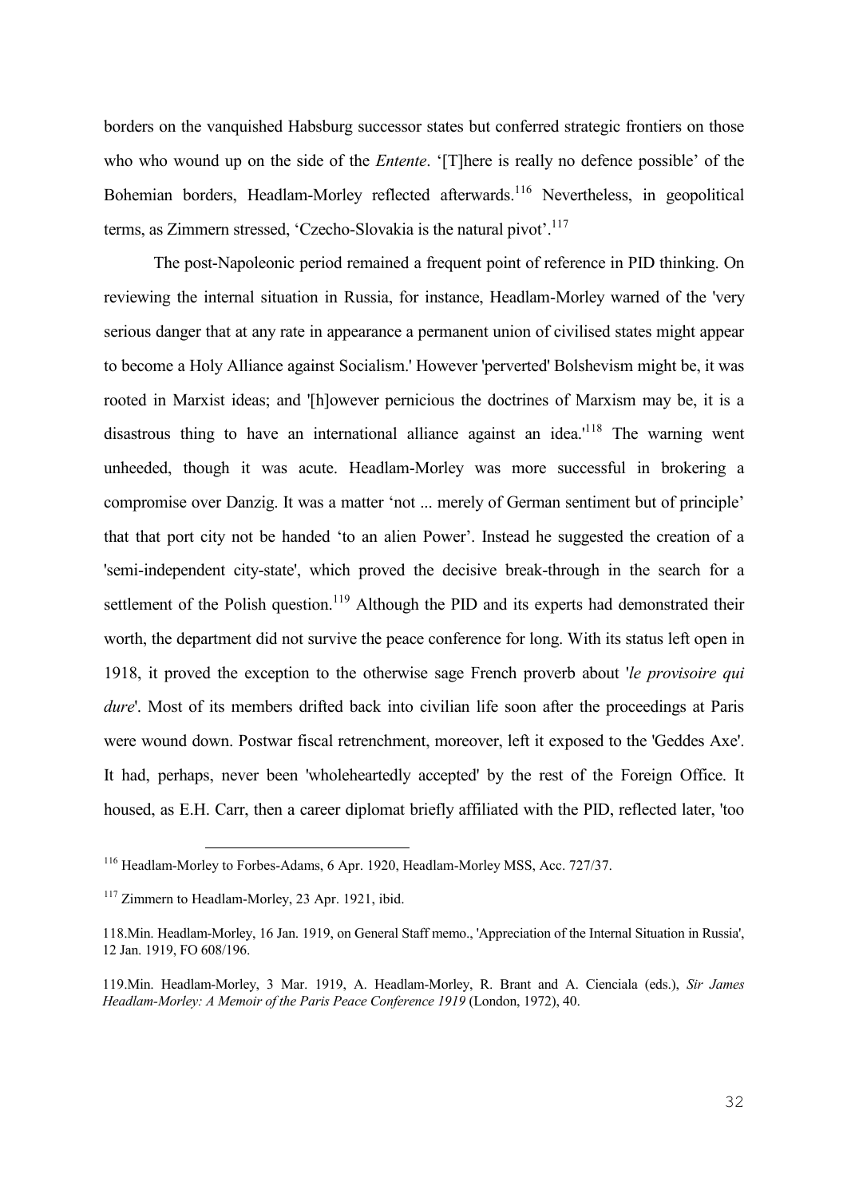borders on the vanquished Habsburg successor states but conferred strategic frontiers on those who who wound up on the side of the *Entente*. '[T]here is really no defence possible' of the Bohemian borders, Headlam-Morley reflected afterwards.[116] Nevertheless, in geopolitical terms, as Zimmern stressed, 'Czecho-Slovakia is the natural pivot'.[117]

The post-Napoleonic period remained a frequent point of reference in PID thinking. On reviewing the internal situation in Russia, for instance, Headlam-Morley warned of the 'very serious danger that at any rate in appearance a permanent union of civilised states might appear to become a Holy Alliance against Socialism.' However 'perverted' Bolshevism might be, it was rooted in Marxist ideas; and '[h]owever pernicious the doctrines of Marxism may be, it is a disastrous thing to have an international alliance against an idea.'[118] The warning went unheeded, though it was acute. Headlam-Morley was more successful in brokering a compromise over Danzig. It was a matter 'not ... merely of German sentiment but of principle' that that port city not be handed 'to an alien Power'. Instead he suggested the creation of a 'semi-independent city-state', which proved the decisive break-through in the search for a settlement of the Polish question.[119] Although the PID and its experts had demonstrated their worth, the department did not survive the peace conference for long. With its status left open in 1918, it proved the exception to the otherwise sage French proverb about '*le provisoire qui dure*'. Most of its members drifted back into civilian life soon after the proceedings at Paris were wound down. Postwar fiscal retrenchment, moreover, left it exposed to the 'Geddes Axe'. It had, perhaps, never been 'wholeheartedly accepted' by the rest of the Foreign Office. It housed, as E.H. Carr, then a career diplomat briefly affiliated with the PID, reflected later, 'too

---

[116] Headlam-Morley to Forbes-Adams, 6 Apr. 1920, Headlam-Morley MSS, Acc. 727/37.

[117] Zimmern to Headlam-Morley, 23 Apr. 1921, ibid.

118.Min. Headlam-Morley, 16 Jan. 1919, on General Staff memo., 'Appreciation of the Internal Situation in Russia', 12 Jan. 1919, FO 608/196.

119.Min. Headlam-Morley, 3 Mar. 1919, A. Headlam-Morley, R. Brant and A. Cienciala (eds.), *Sir James Headlam-Morley: A Memoir of the Paris Peace Conference 1919* (London, 1972), 40.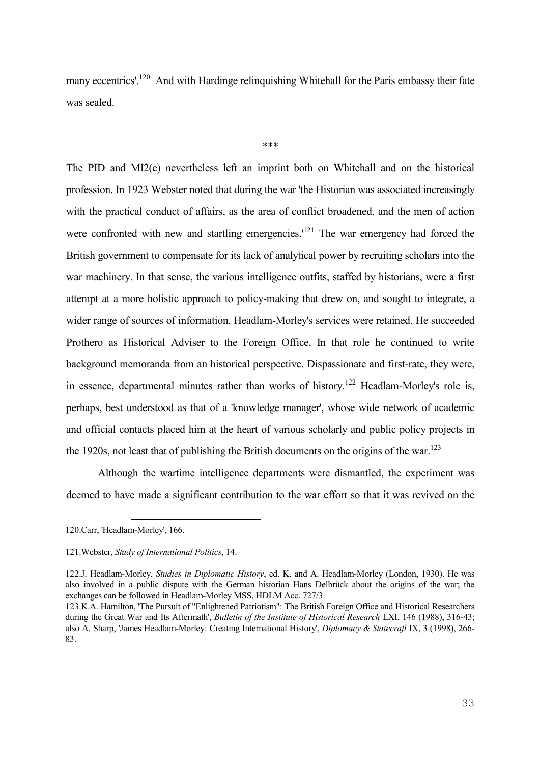many eccentrics'.[120] And with Hardinge relinquishing Whitehall for the Paris embassy their fate was sealed.

***

The PID and MI2(e) nevertheless left an imprint both on Whitehall and on the historical profession. In 1923 Webster noted that during the war 'the Historian was associated increasingly with the practical conduct of affairs, as the area of conflict broadened, and the men of action were confronted with new and startling emergencies.'[121] The war emergency had forced the British government to compensate for its lack of analytical power by recruiting scholars into the war machinery. In that sense, the various intelligence outfits, staffed by historians, were a first attempt at a more holistic approach to policy-making that drew on, and sought to integrate, a wider range of sources of information. Headlam-Morley's services were retained. He succeeded Prothero as Historical Adviser to the Foreign Office. In that role he continued to write background memoranda from an historical perspective. Dispassionate and first-rate, they were, in essence, departmental minutes rather than works of history.[122] Headlam-Morley's role is, perhaps, best understood as that of a 'knowledge manager', whose wide network of academic and official contacts placed him at the heart of various scholarly and public policy projects in the 1920s, not least that of publishing the British documents on the origins of the war.[123]

Although the wartime intelligence departments were dismantled, the experiment was deemed to have made a significant contribution to the war effort so that it was revived on the

---

120.Carr, 'Headlam-Morley', 166.

121.Webster, *Study of International Politics*, 14.

122.J. Headlam-Morley, *Studies in Diplomatic History*, ed. K. and A. Headlam-Morley (London, 1930). He was also involved in a public dispute with the German historian Hans Delbrück about the origins of the war; the exchanges can be followed in Headlam-Morley MSS, HDLM Acc. 727/3.

123.K.A. Hamilton, 'The Pursuit of "Enlightened Patriotism": The British Foreign Office and Historical Researchers during the Great War and Its Aftermath', *Bulletin of the Institute of Historical Research* LXI, 146 (1988), 316-43; also A. Sharp, 'James Headlam-Morley: Creating International History', *Diplomacy & Statecraft* IX, 3 (1998), 266-83.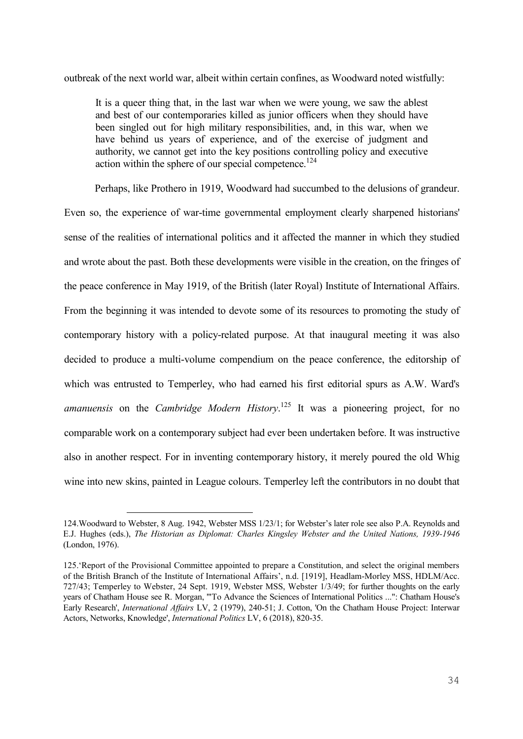outbreak of the next world war, albeit within certain confines, as Woodward noted wistfully:

> It is a queer thing that, in the last war when we were young, we saw the ablest and best of our contemporaries killed as junior officers when they should have been singled out for high military responsibilities, and, in this war, when we have behind us years of experience, and of the exercise of judgment and authority, we cannot get into the key positions controlling policy and executive action within the sphere of our special competence.[124]

Perhaps, like Prothero in 1919, Woodward had succumbed to the delusions of grandeur. Even so, the experience of war-time governmental employment clearly sharpened historians' sense of the realities of international politics and it affected the manner in which they studied and wrote about the past. Both these developments were visible in the creation, on the fringes of the peace conference in May 1919, of the British (later Royal) Institute of International Affairs. From the beginning it was intended to devote some of its resources to promoting the study of contemporary history with a policy-related purpose. At that inaugural meeting it was also decided to produce a multi-volume compendium on the peace conference, the editorship of which was entrusted to Temperley, who had earned his first editorial spurs as A.W. Ward's *amanuensis* on the *Cambridge Modern History*.[125] It was a pioneering project, for no comparable work on a contemporary subject had ever been undertaken before. It was instructive also in another respect. For in inventing contemporary history, it merely poured the old Whig wine into new skins, painted in League colours. Temperley left the contributors in no doubt that

---

124.Woodward to Webster, 8 Aug. 1942, Webster MSS 1/23/1; for Webster's later role see also P.A. Reynolds and E.J. Hughes (eds.), *The Historian as Diplomat: Charles Kingsley Webster and the United Nations, 1939-1946* (London, 1976).

125.'Report of the Provisional Committee appointed to prepare a Constitution, and select the original members of the British Branch of the Institute of International Affairs', n.d. [1919], Headlam-Morley MSS, HDLM/Acc. 727/43; Temperley to Webster, 24 Sept. 1919, Webster MSS, Webster 1/3/49; for further thoughts on the early years of Chatham House see R. Morgan, '"To Advance the Sciences of International Politics ...": Chatham House's Early Research', *International Affairs* LV, 2 (1979), 240-51; J. Cotton, 'On the Chatham House Project: Interwar Actors, Networks, Knowledge', *International Politics* LV, 6 (2018), 820-35.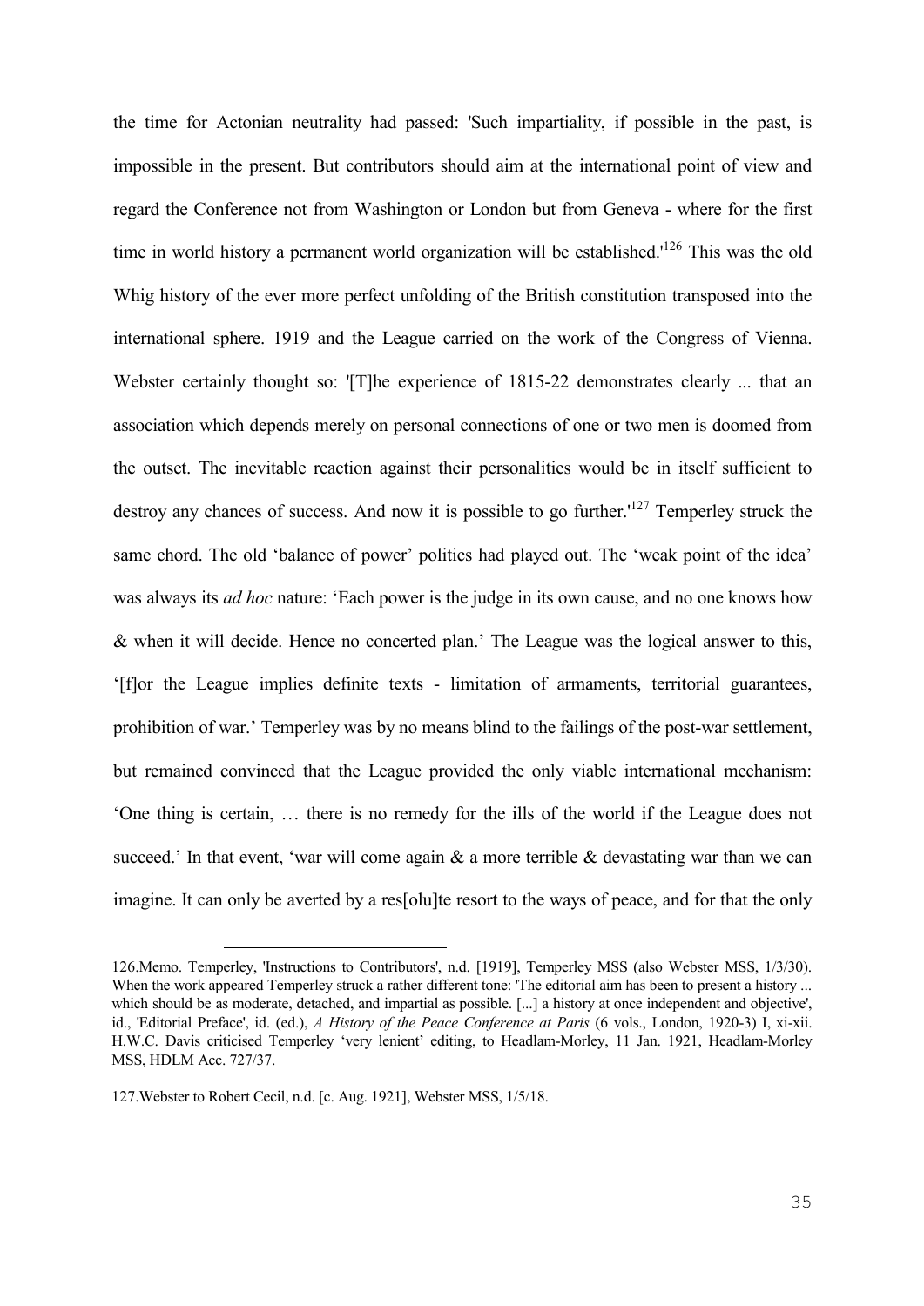the time for Actonian neutrality had passed: 'Such impartiality, if possible in the past, is impossible in the present. But contributors should aim at the international point of view and regard the Conference not from Washington or London but from Geneva - where for the first time in world history a permanent world organization will be established.'[126] This was the old Whig history of the ever more perfect unfolding of the British constitution transposed into the international sphere. 1919 and the League carried on the work of the Congress of Vienna. Webster certainly thought so: '[T]he experience of 1815-22 demonstrates clearly ... that an association which depends merely on personal connections of one or two men is doomed from the outset. The inevitable reaction against their personalities would be in itself sufficient to destroy any chances of success. And now it is possible to go further.'[127] Temperley struck the same chord. The old 'balance of power' politics had played out. The 'weak point of the idea' was always its *ad hoc* nature: 'Each power is the judge in its own cause, and no one knows how & when it will decide. Hence no concerted plan.' The League was the logical answer to this, '[f]or the League implies definite texts - limitation of armaments, territorial guarantees, prohibition of war.' Temperley was by no means blind to the failings of the post-war settlement, but remained convinced that the League provided the only viable international mechanism: 'One thing is certain, … there is no remedy for the ills of the world if the League does not succeed.' In that event, 'war will come again & a more terrible & devastating war than we can imagine. It can only be averted by a res[olu]te resort to the ways of peace, and for that the only

---

126.Memo. Temperley, 'Instructions to Contributors', n.d. [1919], Temperley MSS (also Webster MSS, 1/3/30). When the work appeared Temperley struck a rather different tone: 'The editorial aim has been to present a history ... which should be as moderate, detached, and impartial as possible. [...] a history at once independent and objective', id., 'Editorial Preface', id. (ed.), *A History of the Peace Conference at Paris* (6 vols., London, 1920-3) I, xi-xii. H.W.C. Davis criticised Temperley 'very lenient' editing, to Headlam-Morley, 11 Jan. 1921, Headlam-Morley MSS, HDLM Acc. 727/37.

127.Webster to Robert Cecil, n.d. [c. Aug. 1921], Webster MSS, 1/5/18.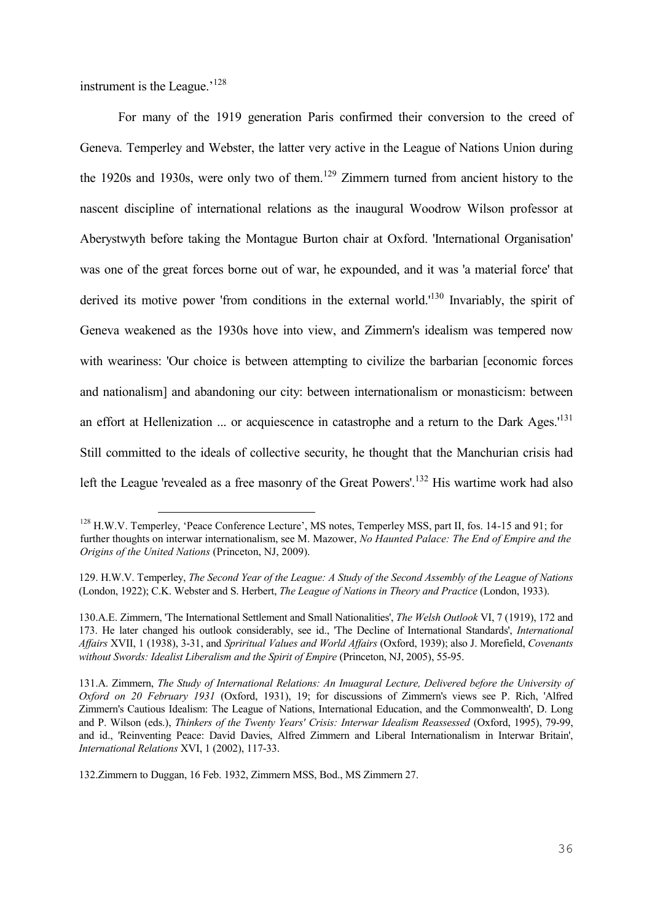instrument is the League.'[128]

For many of the 1919 generation Paris confirmed their conversion to the creed of Geneva. Temperley and Webster, the latter very active in the League of Nations Union during the 1920s and 1930s, were only two of them.[129] Zimmern turned from ancient history to the nascent discipline of international relations as the inaugural Woodrow Wilson professor at Aberystwyth before taking the Montague Burton chair at Oxford. 'International Organisation' was one of the great forces borne out of war, he expounded, and it was 'a material force' that derived its motive power 'from conditions in the external world.'[130] Invariably, the spirit of Geneva weakened as the 1930s hove into view, and Zimmern's idealism was tempered now with weariness: 'Our choice is between attempting to civilize the barbarian [economic forces and nationalism] and abandoning our city: between internationalism or monasticism: between an effort at Hellenization ... or acquiescence in catastrophe and a return to the Dark Ages.'[131] Still committed to the ideals of collective security, he thought that the Manchurian crisis had left the League 'revealed as a free masonry of the Great Powers'.[132] His wartime work had also

---

[128] H.W.V. Temperley, 'Peace Conference Lecture', MS notes, Temperley MSS, part II, fos. 14-15 and 91; for further thoughts on interwar internationalism, see M. Mazower, *No Haunted Palace: The End of Empire and the Origins of the United Nations* (Princeton, NJ, 2009).

129. H.W.V. Temperley, *The Second Year of the League: A Study of the Second Assembly of the League of Nations* (London, 1922); C.K. Webster and S. Herbert, *The League of Nations in Theory and Practice* (London, 1933).

130.A.E. Zimmern, 'The International Settlement and Small Nationalities', *The Welsh Outlook* VI, 7 (1919), 172 and 173. He later changed his outlook considerably, see id., 'The Decline of International Standards', *International Affairs* XVII, 1 (1938), 3-31, and *Sprititual Values and World Affairs* (Oxford, 1939); also J. Morefield, *Covenants without Swords: Idealist Liberalism and the Spirit of Empire* (Princeton, NJ, 2005), 55-95.

131.A. Zimmern, *The Study of International Relations: An Inuagural Lecture, Delivered before the University of Oxford on 20 February 1931* (Oxford, 1931), 19; for discussions of Zimmern's views see P. Rich, 'Alfred Zimmern's Cautious Idealism: The League of Nations, International Education, and the Commonwealth', D. Long and P. Wilson (eds.), *Thinkers of the Twenty Years' Crisis: Interwar Idealism Reassessed* (Oxford, 1995), 79-99, and id., 'Reinventing Peace: David Davies, Alfred Zimmern and Liberal Internationalism in Interwar Britain', *International Relations* XVI, 1 (2002), 117-33.

132.Zimmern to Duggan, 16 Feb. 1932, Zimmern MSS, Bod., MS Zimmern 27.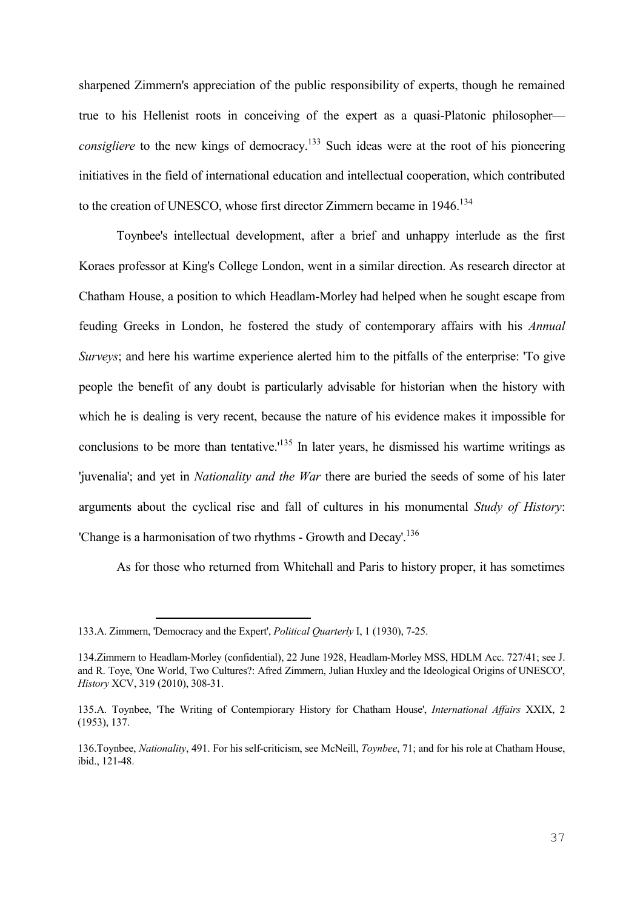sharpened Zimmern's appreciation of the public responsibility of experts, though he remained true to his Hellenist roots in conceiving of the expert as a quasi-Platonic philosopher—*consigliere* to the new kings of democracy.[133] Such ideas were at the root of his pioneering initiatives in the field of international education and intellectual cooperation, which contributed to the creation of UNESCO, whose first director Zimmern became in 1946.[134]

Toynbee's intellectual development, after a brief and unhappy interlude as the first Koraes professor at King's College London, went in a similar direction. As research director at Chatham House, a position to which Headlam-Morley had helped when he sought escape from feuding Greeks in London, he fostered the study of contemporary affairs with his *Annual Surveys*; and here his wartime experience alerted him to the pitfalls of the enterprise: 'To give people the benefit of any doubt is particularly advisable for historian when the history with which he is dealing is very recent, because the nature of his evidence makes it impossible for conclusions to be more than tentative.'[135] In later years, he dismissed his wartime writings as 'juvenalia'; and yet in *Nationality and the War* there are buried the seeds of some of his later arguments about the cyclical rise and fall of cultures in his monumental *Study of History*: 'Change is a harmonisation of two rhythms - Growth and Decay'.[136]

As for those who returned from Whitehall and Paris to history proper, it has sometimes

---

133.A. Zimmern, 'Democracy and the Expert', *Political Quarterly* I, 1 (1930), 7-25.

134.Zimmern to Headlam-Morley (confidential), 22 June 1928, Headlam-Morley MSS, HDLM Acc. 727/41; see J. and R. Toye, 'One World, Two Cultures?: Afred Zimmern, Julian Huxley and the Ideological Origins of UNESCO', *History* XCV, 319 (2010), 308-31.

135.A. Toynbee, 'The Writing of Contempiorary History for Chatham House', *International Affairs* XXIX, 2 (1953), 137.

136.Toynbee, *Nationality*, 491. For his self-criticism, see McNeill, *Toynbee*, 71; and for his role at Chatham House, ibid., 121-48.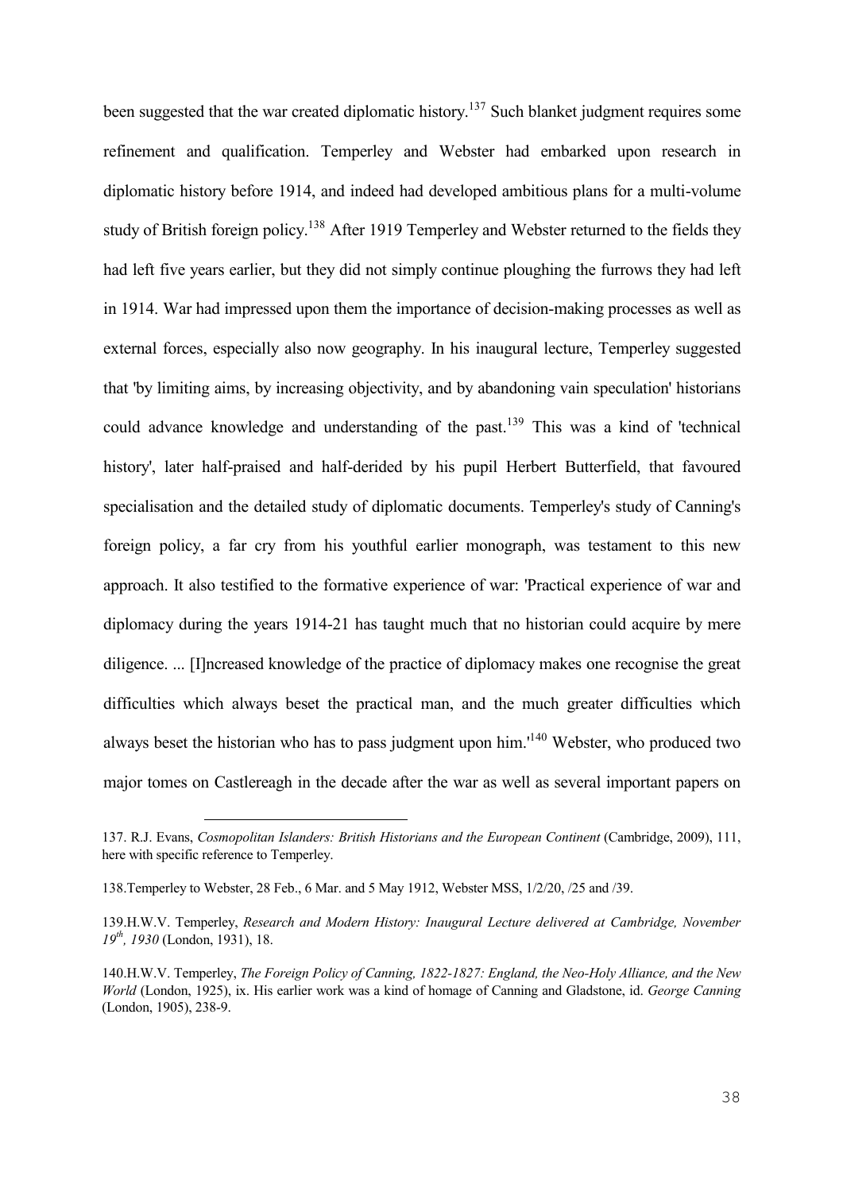been suggested that the war created diplomatic history.[137] Such blanket judgment requires some refinement and qualification. Temperley and Webster had embarked upon research in diplomatic history before 1914, and indeed had developed ambitious plans for a multi-volume study of British foreign policy.[138] After 1919 Temperley and Webster returned to the fields they had left five years earlier, but they did not simply continue ploughing the furrows they had left in 1914. War had impressed upon them the importance of decision-making processes as well as external forces, especially also now geography. In his inaugural lecture, Temperley suggested that 'by limiting aims, by increasing objectivity, and by abandoning vain speculation' historians could advance knowledge and understanding of the past.[139] This was a kind of 'technical history', later half-praised and half-derided by his pupil Herbert Butterfield, that favoured specialisation and the detailed study of diplomatic documents. Temperley's study of Canning's foreign policy, a far cry from his youthful earlier monograph, was testament to this new approach. It also testified to the formative experience of war: 'Practical experience of war and diplomacy during the years 1914-21 has taught much that no historian could acquire by mere diligence. ... [I]ncreased knowledge of the practice of diplomacy makes one recognise the great difficulties which always beset the practical man, and the much greater difficulties which always beset the historian who has to pass judgment upon him.'[140] Webster, who produced two major tomes on Castlereagh in the decade after the war as well as several important papers on

---

137. R.J. Evans, *Cosmopolitan Islanders: British Historians and the European Continent* (Cambridge, 2009), 111, here with specific reference to Temperley.

138.Temperley to Webster, 28 Feb., 6 Mar. and 5 May 1912, Webster MSS, 1/2/20, /25 and /39.

139.H.W.V. Temperley, *Research and Modern History: Inaugural Lecture delivered at Cambridge, November 19th, 1930* (London, 1931), 18.

140.H.W.V. Temperley, *The Foreign Policy of Canning, 1822-1827: England, the Neo-Holy Alliance, and the New World* (London, 1925), ix. His earlier work was a kind of homage of Canning and Gladstone, id. *George Canning* (London, 1905), 238-9.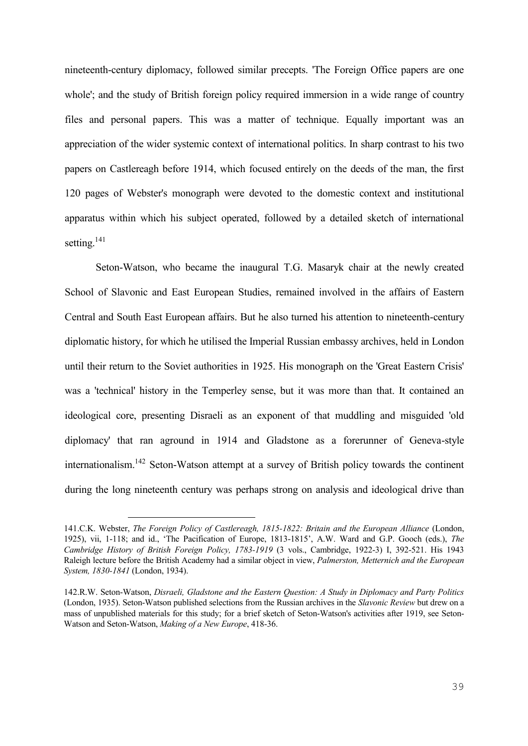nineteenth-century diplomacy, followed similar precepts. 'The Foreign Office papers are one whole'; and the study of British foreign policy required immersion in a wide range of country files and personal papers. This was a matter of technique. Equally important was an appreciation of the wider systemic context of international politics. In sharp contrast to his two papers on Castlereagh before 1914, which focused entirely on the deeds of the man, the first 120 pages of Webster's monograph were devoted to the domestic context and institutional apparatus within which his subject operated, followed by a detailed sketch of international setting.[141]

Seton-Watson, who became the inaugural T.G. Masaryk chair at the newly created School of Slavonic and East European Studies, remained involved in the affairs of Eastern Central and South East European affairs. But he also turned his attention to nineteenth-century diplomatic history, for which he utilised the Imperial Russian embassy archives, held in London until their return to the Soviet authorities in 1925. His monograph on the 'Great Eastern Crisis' was a 'technical' history in the Temperley sense, but it was more than that. It contained an ideological core, presenting Disraeli as an exponent of that muddling and misguided 'old diplomacy' that ran aground in 1914 and Gladstone as a forerunner of Geneva-style internationalism.[142] Seton-Watson attempt at a survey of British policy towards the continent during the long nineteenth century was perhaps strong on analysis and ideological drive than

---

141.C.K. Webster, *The Foreign Policy of Castlereagh, 1815-1822: Britain and the European Alliance* (London, 1925), vii, 1-118; and id., 'The Pacification of Europe, 1813-1815', A.W. Ward and G.P. Gooch (eds.), *The Cambridge History of British Foreign Policy, 1783-1919* (3 vols., Cambridge, 1922-3) I, 392-521. His 1943 Raleigh lecture before the British Academy had a similar object in view, *Palmerston, Metternich and the European System, 1830-1841* (London, 1934).

142.R.W. Seton-Watson, *Disraeli, Gladstone and the Eastern Question: A Study in Diplomacy and Party Politics* (London, 1935). Seton-Watson published selections from the Russian archives in the *Slavonic Review* but drew on a mass of unpublished materials for this study; for a brief sketch of Seton-Watson's activities after 1919, see Seton-Watson and Seton-Watson, *Making of a New Europe*, 418-36.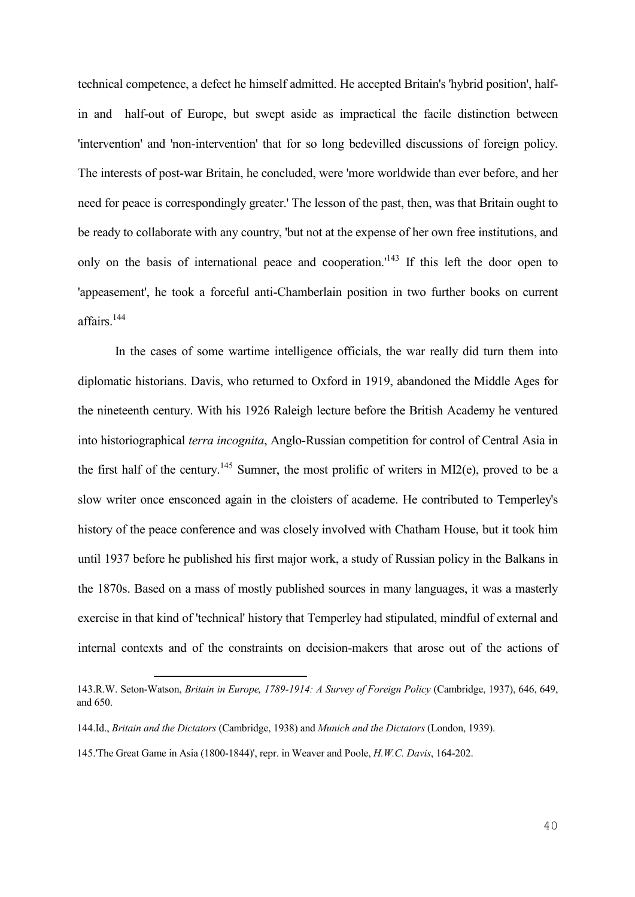technical competence, a defect he himself admitted. He accepted Britain's 'hybrid position', half-in and half-out of Europe, but swept aside as impractical the facile distinction between 'intervention' and 'non-intervention' that for so long bedevilled discussions of foreign policy. The interests of post-war Britain, he concluded, were 'more worldwide than ever before, and her need for peace is correspondingly greater.' The lesson of the past, then, was that Britain ought to be ready to collaborate with any country, 'but not at the expense of her own free institutions, and only on the basis of international peace and cooperation.'[143] If this left the door open to 'appeasement', he took a forceful anti-Chamberlain position in two further books on current affairs.[144]

In the cases of some wartime intelligence officials, the war really did turn them into diplomatic historians. Davis, who returned to Oxford in 1919, abandoned the Middle Ages for the nineteenth century. With his 1926 Raleigh lecture before the British Academy he ventured into historiographical *terra incognita*, Anglo-Russian competition for control of Central Asia in the first half of the century.[145] Sumner, the most prolific of writers in MI2(e), proved to be a slow writer once ensconced again in the cloisters of academe. He contributed to Temperley's history of the peace conference and was closely involved with Chatham House, but it took him until 1937 before he published his first major work, a study of Russian policy in the Balkans in the 1870s. Based on a mass of mostly published sources in many languages, it was a masterly exercise in that kind of 'technical' history that Temperley had stipulated, mindful of external and internal contexts and of the constraints on decision-makers that arose out of the actions of

---

143.R.W. Seton-Watson, *Britain in Europe, 1789-1914: A Survey of Foreign Policy* (Cambridge, 1937), 646, 649, and 650.

144.Id., *Britain and the Dictators* (Cambridge, 1938) and *Munich and the Dictators* (London, 1939).

145.'The Great Game in Asia (1800-1844)', repr. in Weaver and Poole, *H.W.C. Davis*, 164-202.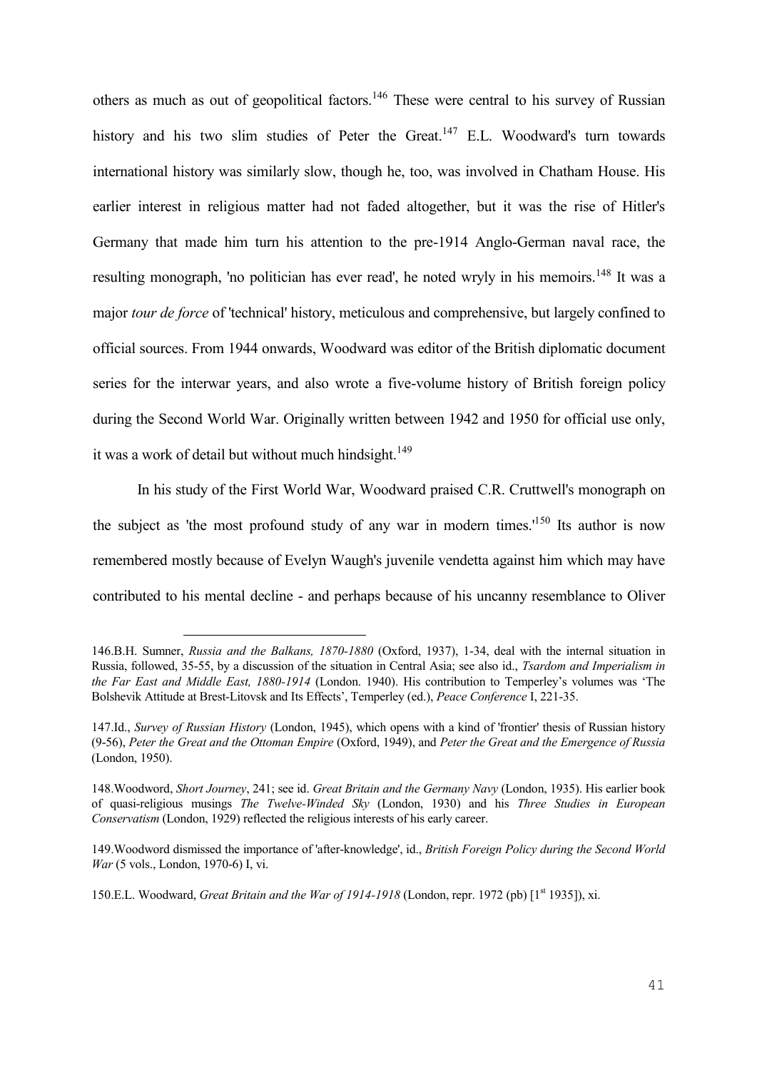others as much as out of geopolitical factors.[146] These were central to his survey of Russian history and his two slim studies of Peter the Great.[147] E.L. Woodward's turn towards international history was similarly slow, though he, too, was involved in Chatham House. His earlier interest in religious matter had not faded altogether, but it was the rise of Hitler's Germany that made him turn his attention to the pre-1914 Anglo-German naval race, the resulting monograph, 'no politician has ever read', he noted wryly in his memoirs.[148] It was a major *tour de force* of 'technical' history, meticulous and comprehensive, but largely confined to official sources. From 1944 onwards, Woodward was editor of the British diplomatic document series for the interwar years, and also wrote a five-volume history of British foreign policy during the Second World War. Originally written between 1942 and 1950 for official use only, it was a work of detail but without much hindsight.[149]

In his study of the First World War, Woodward praised C.R. Cruttwell's monograph on the subject as 'the most profound study of any war in modern times.'[150] Its author is now remembered mostly because of Evelyn Waugh's juvenile vendetta against him which may have contributed to his mental decline - and perhaps because of his uncanny resemblance to Oliver

---

146.B.H. Sumner, *Russia and the Balkans, 1870-1880* (Oxford, 1937), 1-34, deal with the internal situation in Russia, followed, 35-55, by a discussion of the situation in Central Asia; see also id., *Tsardom and Imperialism in the Far East and Middle East, 1880-1914* (London. 1940). His contribution to Temperley's volumes was 'The Bolshevik Attitude at Brest-Litovsk and Its Effects', Temperley (ed.), *Peace Conference* I, 221-35.

147.Id., *Survey of Russian History* (London, 1945), which opens with a kind of 'frontier' thesis of Russian history (9-56), *Peter the Great and the Ottoman Empire* (Oxford, 1949), and *Peter the Great and the Emergence of Russia* (London, 1950).

148.Woodword, *Short Journey*, 241; see id. *Great Britain and the Germany Navy* (London, 1935). His earlier book of quasi-religious musings *The Twelve-Winded Sky* (London, 1930) and his *Three Studies in European Conservatism* (London, 1929) reflected the religious interests of his early career.

149.Woodword dismissed the importance of 'after-knowledge', id., *British Foreign Policy during the Second World War* (5 vols., London, 1970-6) I, vi.

150.E.L. Woodward, *Great Britain and the War of 1914-1918* (London, repr. 1972 (pb) [1st 1935]), xi.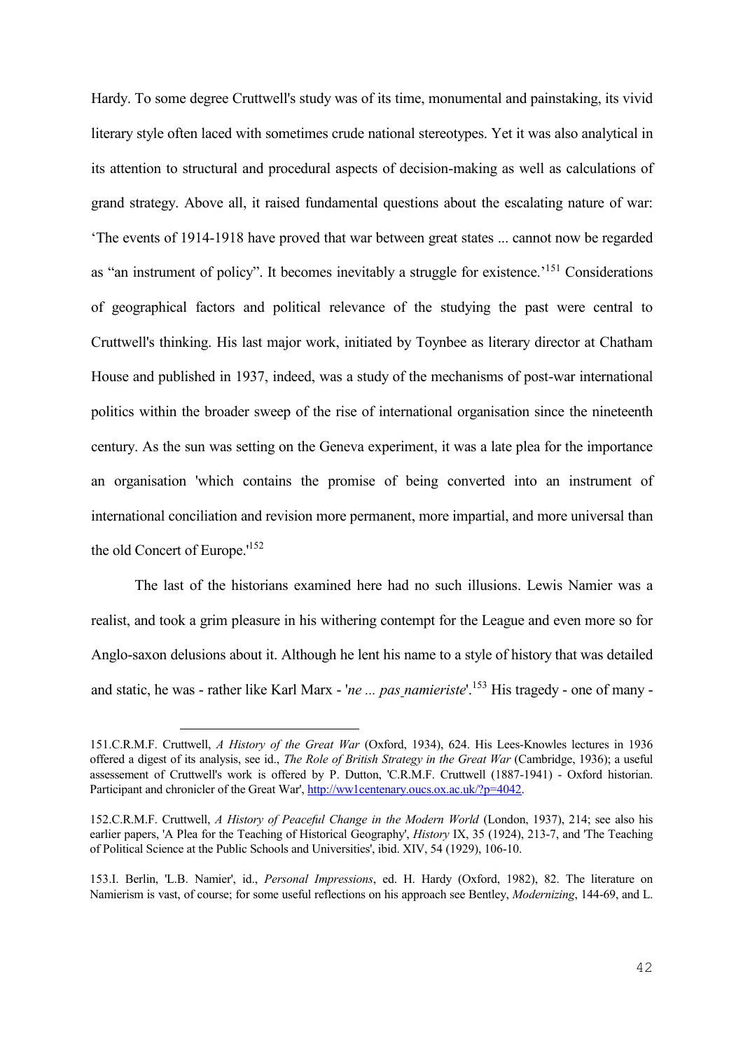Hardy. To some degree Cruttwell's study was of its time, monumental and painstaking, its vivid literary style often laced with sometimes crude national stereotypes. Yet it was also analytical in its attention to structural and procedural aspects of decision-making as well as calculations of grand strategy. Above all, it raised fundamental questions about the escalating nature of war: 'The events of 1914-1918 have proved that war between great states ... cannot now be regarded as "an instrument of policy". It becomes inevitably a struggle for existence.'[151] Considerations of geographical factors and political relevance of the studying the past were central to Cruttwell's thinking. His last major work, initiated by Toynbee as literary director at Chatham House and published in 1937, indeed, was a study of the mechanisms of post-war international politics within the broader sweep of the rise of international organisation since the nineteenth century. As the sun was setting on the Geneva experiment, it was a late plea for the importance an organisation 'which contains the promise of being converted into an instrument of international conciliation and revision more permanent, more impartial, and more universal than the old Concert of Europe.'[152]

The last of the historians examined here had no such illusions. Lewis Namier was a realist, and took a grim pleasure in his withering contempt for the League and even more so for Anglo-saxon delusions about it. Although he lent his name to a style of history that was detailed and static, he was - rather like Karl Marx - '*ne ... pas namieriste*'.[153] His tragedy - one of many -

---

151.C.R.M.F. Cruttwell, *A History of the Great War* (Oxford, 1934), 624. His Lees-Knowles lectures in 1936 offered a digest of its analysis, see id., *The Role of British Strategy in the Great War* (Cambridge, 1936); a useful assessement of Cruttwell's work is offered by P. Dutton, 'C.R.M.F. Cruttwell (1887-1941) - Oxford historian. Participant and chronicler of the Great War', http://ww1centenary.oucs.ox.ac.uk/?p=4042.

152.C.R.M.F. Cruttwell, *A History of Peaceful Change in the Modern World* (London, 1937), 214; see also his earlier papers, 'A Plea for the Teaching of Historical Geography', *History* IX, 35 (1924), 213-7, and 'The Teaching of Political Science at the Public Schools and Universities', ibid. XIV, 54 (1929), 106-10.

153.I. Berlin, 'L.B. Namier', id., *Personal Impressions*, ed. H. Hardy (Oxford, 1982), 82. The literature on Namierism is vast, of course; for some useful reflections on his approach see Bentley, *Modernizing*, 144-69, and L.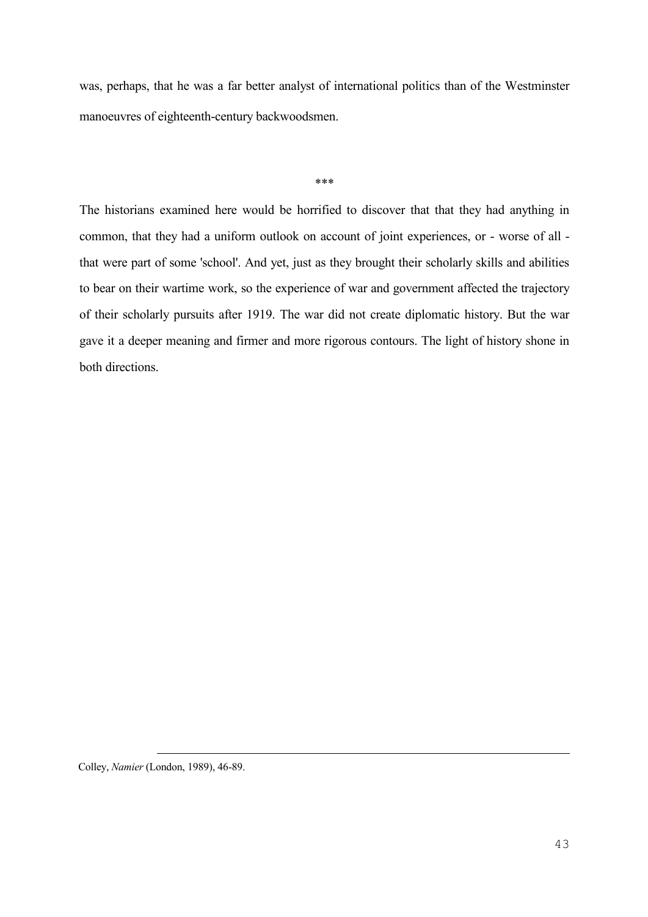was, perhaps, that he was a far better analyst of international politics than of the Westminster manoeuvres of eighteenth-century backwoodsmen.

***

The historians examined here would be horrified to discover that that they had anything in common, that they had a uniform outlook on account of joint experiences, or - worse of all - that were part of some 'school'. And yet, just as they brought their scholarly skills and abilities to bear on their wartime work, so the experience of war and government affected the trajectory of their scholarly pursuits after 1919. The war did not create diplomatic history. But the war gave it a deeper meaning and firmer and more rigorous contours. The light of history shone in both directions.

---

Colley, *Namier* (London, 1989), 46-89.